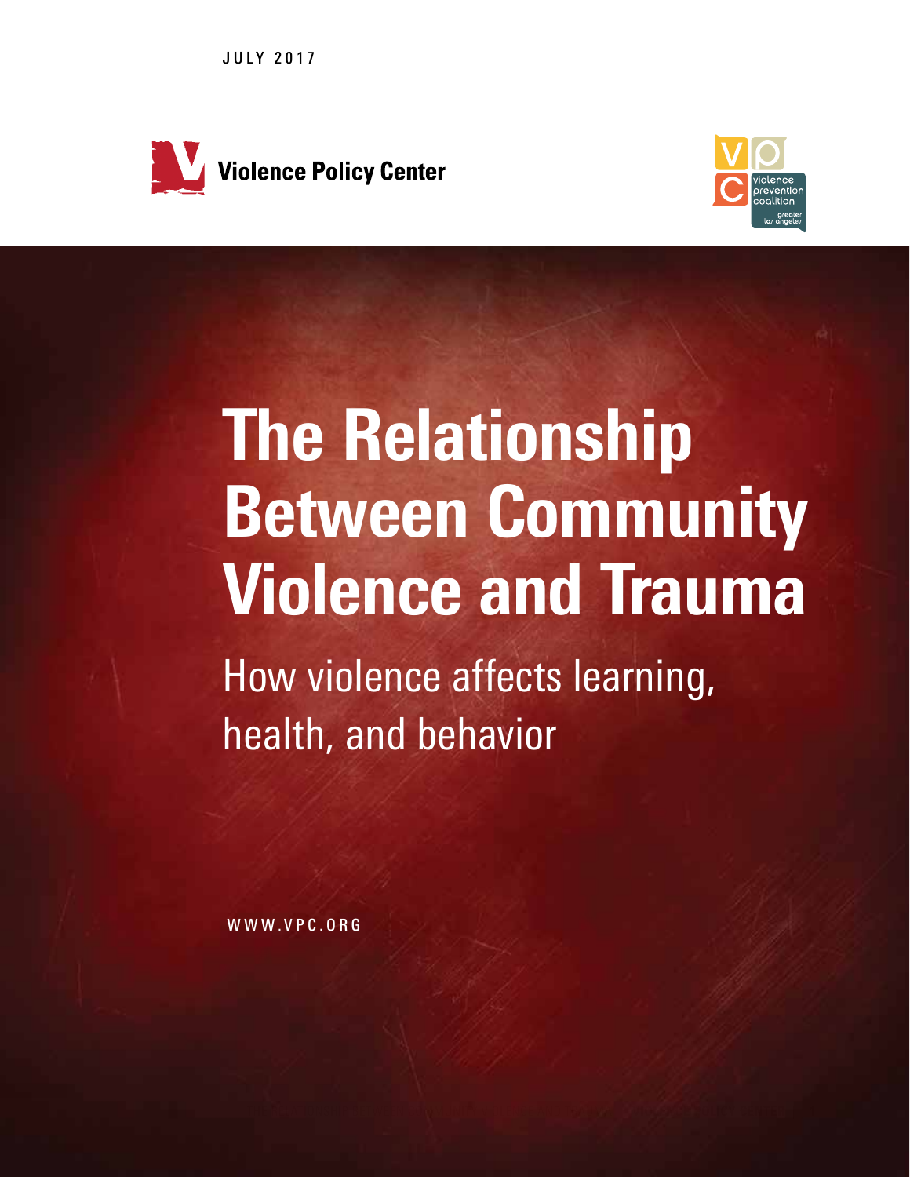JULY 2017

Violence Policy Center

violence prevention coalition greater los angeles

# The Relationship Between Community Violence and Trauma

## How violence affects learning, health, and behavior

WWW.VPC.ORG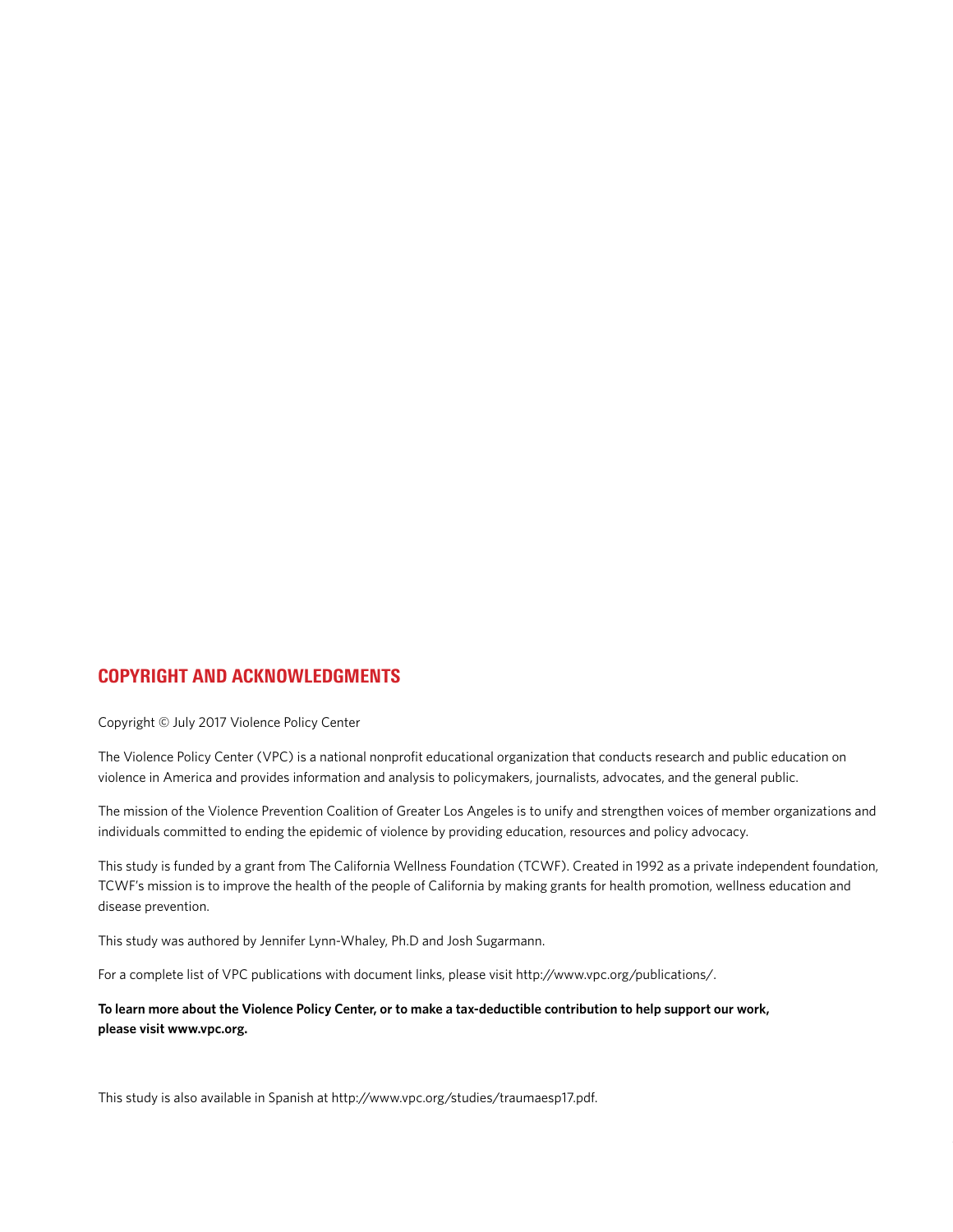## COPYRIGHT AND ACKNOWLEDGMENTS

Copyright © July 2017 Violence Policy Center

The Violence Policy Center (VPC) is a national nonprofit educational organization that conducts research and public education on violence in America and provides information and analysis to policymakers, journalists, advocates, and the general public.

The mission of the Violence Prevention Coalition of Greater Los Angeles is to unify and strengthen voices of member organizations and individuals committed to ending the epidemic of violence by providing education, resources and policy advocacy.

This study is funded by a grant from The California Wellness Foundation (TCWF). Created in 1992 as a private independent foundation, TCWF's mission is to improve the health of the people of California by making grants for health promotion, wellness education and disease prevention.

This study was authored by Jennifer Lynn-Whaley, Ph.D and Josh Sugarmann.

For a complete list of VPC publications with document links, please visit http://www.vpc.org/publications/.

**To learn more about the Violence Policy Center, or to make a tax-deductible contribution to help support our work, please visit www.vpc.org.**

This study is also available in Spanish at http://www.vpc.org/studies/traumaesp17.pdf.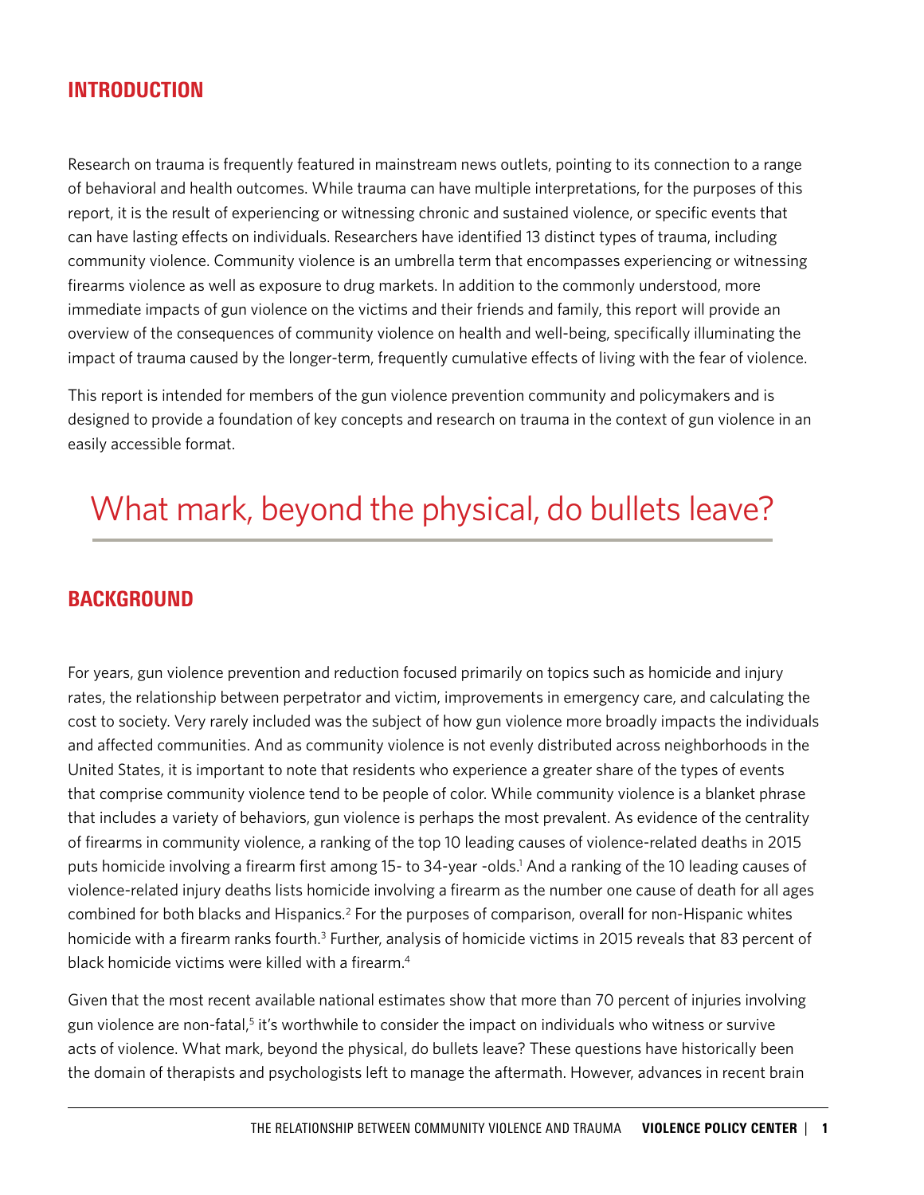## INTRODUCTION

Research on trauma is frequently featured in mainstream news outlets, pointing to its connection to a range of behavioral and health outcomes. While trauma can have multiple interpretations, for the purposes of this report, it is the result of experiencing or witnessing chronic and sustained violence, or specific events that can have lasting effects on individuals. Researchers have identified 13 distinct types of trauma, including community violence. Community violence is an umbrella term that encompasses experiencing or witnessing firearms violence as well as exposure to drug markets. In addition to the commonly understood, more immediate impacts of gun violence on the victims and their friends and family, this report will provide an overview of the consequences of community violence on health and well-being, specifically illuminating the impact of trauma caused by the longer-term, frequently cumulative effects of living with the fear of violence.

This report is intended for members of the gun violence prevention community and policymakers and is designed to provide a foundation of key concepts and research on trauma in the context of gun violence in an easily accessible format.

> What mark, beyond the physical, do bullets leave?

## BACKGROUND

For years, gun violence prevention and reduction focused primarily on topics such as homicide and injury rates, the relationship between perpetrator and victim, improvements in emergency care, and calculating the cost to society. Very rarely included was the subject of how gun violence more broadly impacts the individuals and affected communities. And as community violence is not evenly distributed across neighborhoods in the United States, it is important to note that residents who experience a greater share of the types of events that comprise community violence tend to be people of color. While community violence is a blanket phrase that includes a variety of behaviors, gun violence is perhaps the most prevalent. As evidence of the centrality of firearms in community violence, a ranking of the top 10 leading causes of violence-related deaths in 2015 puts homicide involving a firearm first among 15- to 34-year -olds.[1] And a ranking of the 10 leading causes of violence-related injury deaths lists homicide involving a firearm as the number one cause of death for all ages combined for both blacks and Hispanics.[2] For the purposes of comparison, overall for non-Hispanic whites homicide with a firearm ranks fourth.[3] Further, analysis of homicide victims in 2015 reveals that 83 percent of black homicide victims were killed with a firearm.[4]

Given that the most recent available national estimates show that more than 70 percent of injuries involving gun violence are non-fatal,[5] it's worthwhile to consider the impact on individuals who witness or survive acts of violence. What mark, beyond the physical, do bullets leave? These questions have historically been the domain of therapists and psychologists left to manage the aftermath. However, advances in recent brain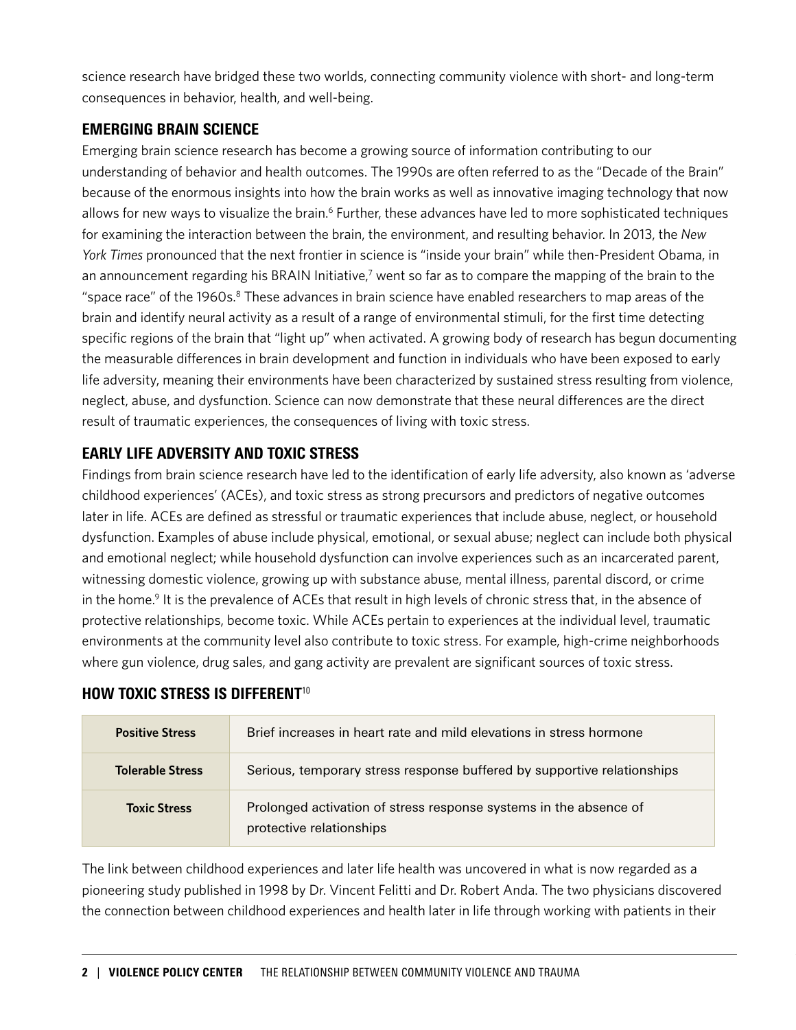science research have bridged these two worlds, connecting community violence with short- and long-term consequences in behavior, health, and well-being.

## EMERGING BRAIN SCIENCE

Emerging brain science research has become a growing source of information contributing to our understanding of behavior and health outcomes. The 1990s are often referred to as the "Decade of the Brain" because of the enormous insights into how the brain works as well as innovative imaging technology that now allows for new ways to visualize the brain.[6] Further, these advances have led to more sophisticated techniques for examining the interaction between the brain, the environment, and resulting behavior. In 2013, the *New York Times* pronounced that the next frontier in science is "inside your brain" while then-President Obama, in an announcement regarding his BRAIN Initiative,[7] went so far as to compare the mapping of the brain to the "space race" of the 1960s.[8] These advances in brain science have enabled researchers to map areas of the brain and identify neural activity as a result of a range of environmental stimuli, for the first time detecting specific regions of the brain that "light up" when activated. A growing body of research has begun documenting the measurable differences in brain development and function in individuals who have been exposed to early life adversity, meaning their environments have been characterized by sustained stress resulting from violence, neglect, abuse, and dysfunction. Science can now demonstrate that these neural differences are the direct result of traumatic experiences, the consequences of living with toxic stress.

## EARLY LIFE ADVERSITY AND TOXIC STRESS

Findings from brain science research have led to the identification of early life adversity, also known as 'adverse childhood experiences' (ACEs), and toxic stress as strong precursors and predictors of negative outcomes later in life. ACEs are defined as stressful or traumatic experiences that include abuse, neglect, or household dysfunction. Examples of abuse include physical, emotional, or sexual abuse; neglect can include both physical and emotional neglect; while household dysfunction can involve experiences such as an incarcerated parent, witnessing domestic violence, growing up with substance abuse, mental illness, parental discord, or crime in the home.[9] It is the prevalence of ACEs that result in high levels of chronic stress that, in the absence of protective relationships, become toxic. While ACEs pertain to experiences at the individual level, traumatic environments at the community level also contribute to toxic stress. For example, high-crime neighborhoods where gun violence, drug sales, and gang activity are prevalent are significant sources of toxic stress.

## HOW TOXIC STRESS IS DIFFERENT[10]

| | |
|---|---|
| **Positive Stress** | Brief increases in heart rate and mild elevations in stress hormone |
| **Tolerable Stress** | Serious, temporary stress response buffered by supportive relationships |
| **Toxic Stress** | Prolonged activation of stress response systems in the absence of protective relationships |

The link between childhood experiences and later life health was uncovered in what is now regarded as a pioneering study published in 1998 by Dr. Vincent Felitti and Dr. Robert Anda. The two physicians discovered the connection between childhood experiences and health later in life through working with patients in their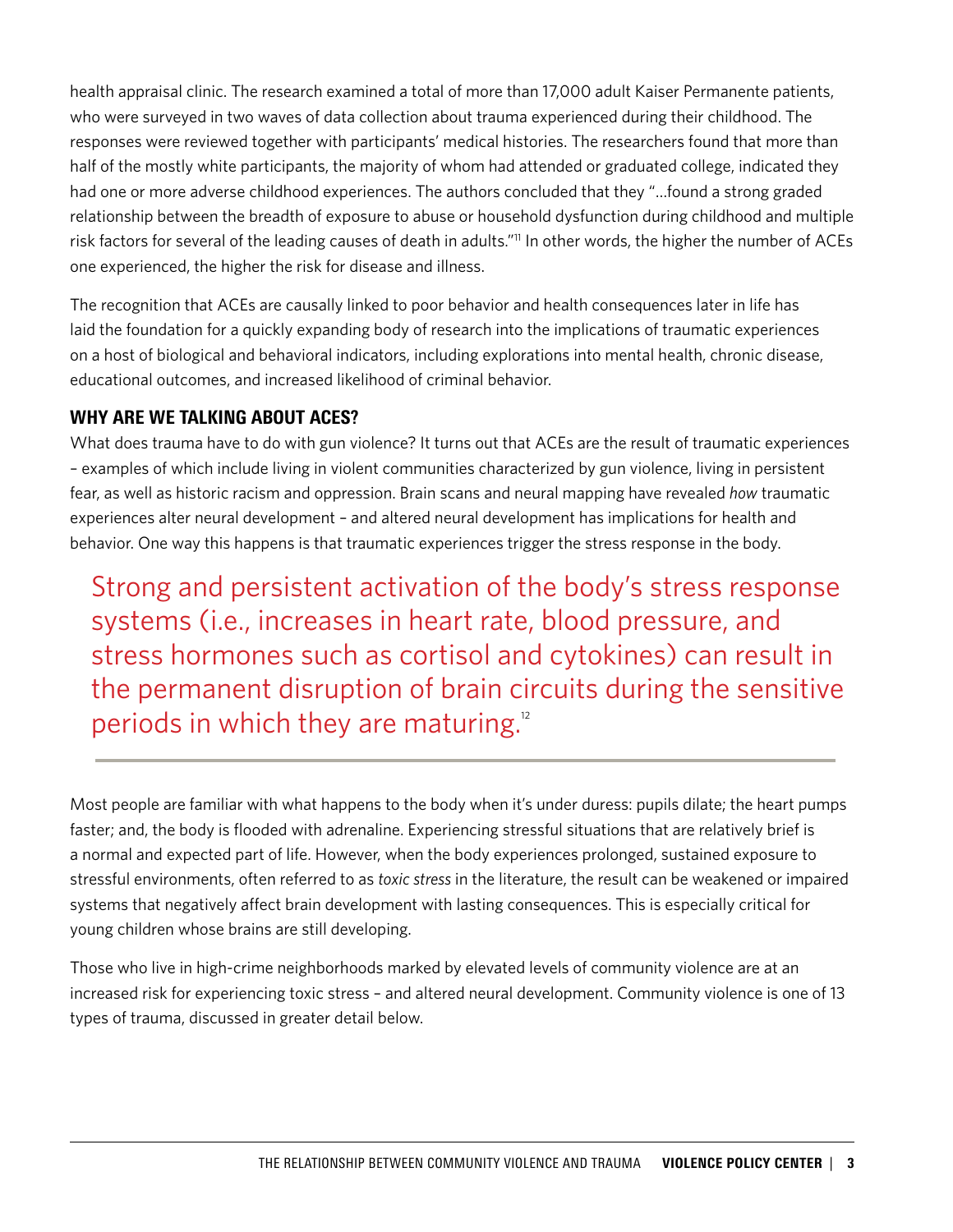health appraisal clinic. The research examined a total of more than 17,000 adult Kaiser Permanente patients, who were surveyed in two waves of data collection about trauma experienced during their childhood. The responses were reviewed together with participants' medical histories. The researchers found that more than half of the mostly white participants, the majority of whom had attended or graduated college, indicated they had one or more adverse childhood experiences. The authors concluded that they "...found a strong graded relationship between the breadth of exposure to abuse or household dysfunction during childhood and multiple risk factors for several of the leading causes of death in adults."[11] In other words, the higher the number of ACEs one experienced, the higher the risk for disease and illness.

The recognition that ACEs are causally linked to poor behavior and health consequences later in life has laid the foundation for a quickly expanding body of research into the implications of traumatic experiences on a host of biological and behavioral indicators, including explorations into mental health, chronic disease, educational outcomes, and increased likelihood of criminal behavior.

## WHY ARE WE TALKING ABOUT ACES?

What does trauma have to do with gun violence? It turns out that ACEs are the result of traumatic experiences – examples of which include living in violent communities characterized by gun violence, living in persistent fear, as well as historic racism and oppression. Brain scans and neural mapping have revealed *how* traumatic experiences alter neural development – and altered neural development has implications for health and behavior. One way this happens is that traumatic experiences trigger the stress response in the body.

> Strong and persistent activation of the body's stress response systems (i.e., increases in heart rate, blood pressure, and stress hormones such as cortisol and cytokines) can result in the permanent disruption of brain circuits during the sensitive periods in which they are maturing.[12]

Most people are familiar with what happens to the body when it's under duress: pupils dilate; the heart pumps faster; and, the body is flooded with adrenaline. Experiencing stressful situations that are relatively brief is a normal and expected part of life. However, when the body experiences prolonged, sustained exposure to stressful environments, often referred to as *toxic stress* in the literature, the result can be weakened or impaired systems that negatively affect brain development with lasting consequences. This is especially critical for young children whose brains are still developing.

Those who live in high-crime neighborhoods marked by elevated levels of community violence are at an increased risk for experiencing toxic stress – and altered neural development. Community violence is one of 13 types of trauma, discussed in greater detail below.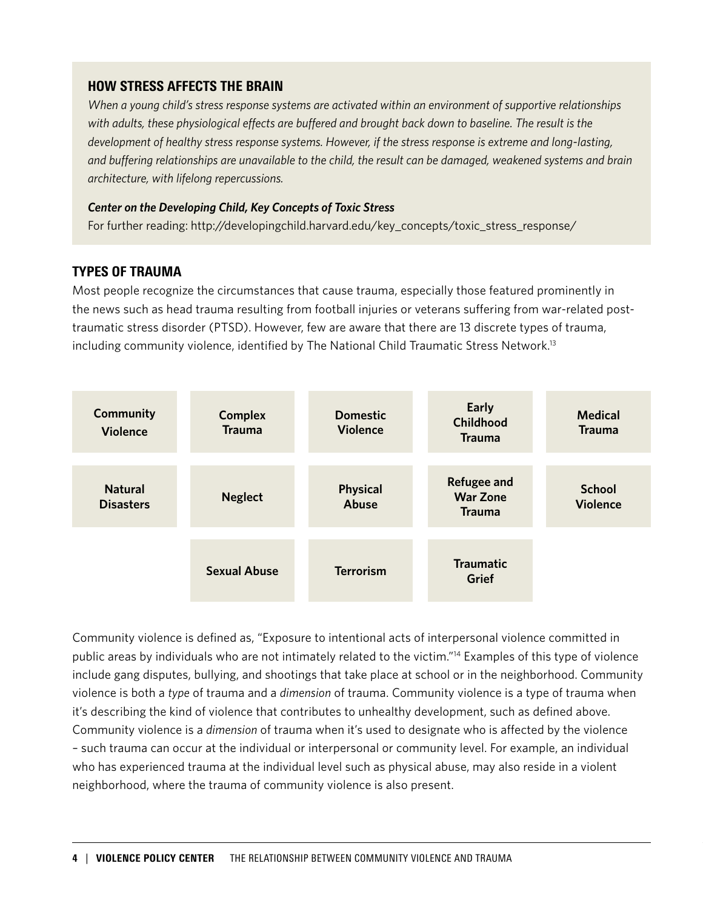## HOW STRESS AFFECTS THE BRAIN

*When a young child's stress response systems are activated within an environment of supportive relationships with adults, these physiological effects are buffered and brought back down to baseline. The result is the development of healthy stress response systems. However, if the stress response is extreme and long-lasting, and buffering relationships are unavailable to the child, the result can be damaged, weakened systems and brain architecture, with lifelong repercussions.*

***Center on the Developing Child, Key Concepts of Toxic Stress***

For further reading: http://developingchild.harvard.edu/key_concepts/toxic_stress_response/

## TYPES OF TRAUMA

Most people recognize the circumstances that cause trauma, especially those featured prominently in the news such as head trauma resulting from football injuries or veterans suffering from war-related post-traumatic stress disorder (PTSD). However, few are aware that there are 13 discrete types of trauma, including community violence, identified by The National Child Traumatic Stress Network.[13]

| | | | | |
|---|---|---|---|---|
| **Community Violence** | **Complex Trauma** | **Domestic Violence** | **Early Childhood Trauma** | **Medical Trauma** |
| **Natural Disasters** | **Neglect** | **Physical Abuse** | **Refugee and War Zone Trauma** | **School Violence** |
| | **Sexual Abuse** | **Terrorism** | **Traumatic Grief** | |

Community violence is defined as, "Exposure to intentional acts of interpersonal violence committed in public areas by individuals who are not intimately related to the victim."[14] Examples of this type of violence include gang disputes, bullying, and shootings that take place at school or in the neighborhood. Community violence is both a *type* of trauma and a *dimension* of trauma. Community violence is a type of trauma when it's describing the kind of violence that contributes to unhealthy development, such as defined above. Community violence is a *dimension* of trauma when it's used to designate who is affected by the violence – such trauma can occur at the individual or interpersonal or community level. For example, an individual who has experienced trauma at the individual level such as physical abuse, may also reside in a violent neighborhood, where the trauma of community violence is also present.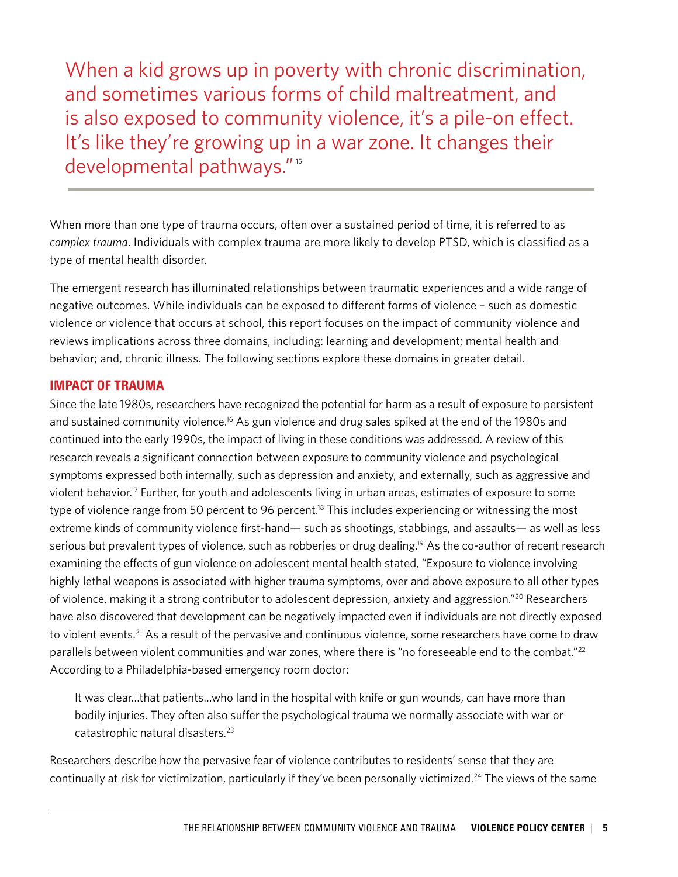When a kid grows up in poverty with chronic discrimination, and sometimes various forms of child maltreatment, and is also exposed to community violence, it's a pile-on effect. It's like they're growing up in a war zone. It changes their developmental pathways."[15]

When more than one type of trauma occurs, often over a sustained period of time, it is referred to as *complex trauma*. Individuals with complex trauma are more likely to develop PTSD, which is classified as a type of mental health disorder.

The emergent research has illuminated relationships between traumatic experiences and a wide range of negative outcomes. While individuals can be exposed to different forms of violence – such as domestic violence or violence that occurs at school, this report focuses on the impact of community violence and reviews implications across three domains, including: learning and development; mental health and behavior; and, chronic illness. The following sections explore these domains in greater detail.

## IMPACT OF TRAUMA

Since the late 1980s, researchers have recognized the potential for harm as a result of exposure to persistent and sustained community violence.[16] As gun violence and drug sales spiked at the end of the 1980s and continued into the early 1990s, the impact of living in these conditions was addressed. A review of this research reveals a significant connection between exposure to community violence and psychological symptoms expressed both internally, such as depression and anxiety, and externally, such as aggressive and violent behavior.[17] Further, for youth and adolescents living in urban areas, estimates of exposure to some type of violence range from 50 percent to 96 percent.[18] This includes experiencing or witnessing the most extreme kinds of community violence first-hand— such as shootings, stabbings, and assaults— as well as less serious but prevalent types of violence, such as robberies or drug dealing.[19] As the co-author of recent research examining the effects of gun violence on adolescent mental health stated, "Exposure to violence involving highly lethal weapons is associated with higher trauma symptoms, over and above exposure to all other types of violence, making it a strong contributor to adolescent depression, anxiety and aggression."[20] Researchers have also discovered that development can be negatively impacted even if individuals are not directly exposed to violent events.[21] As a result of the pervasive and continuous violence, some researchers have come to draw parallels between violent communities and war zones, where there is "no foreseeable end to the combat."[22] According to a Philadelphia-based emergency room doctor:

> It was clear...that patients...who land in the hospital with knife or gun wounds, can have more than bodily injuries. They often also suffer the psychological trauma we normally associate with war or catastrophic natural disasters.[23]

Researchers describe how the pervasive fear of violence contributes to residents' sense that they are continually at risk for victimization, particularly if they've been personally victimized.[24] The views of the same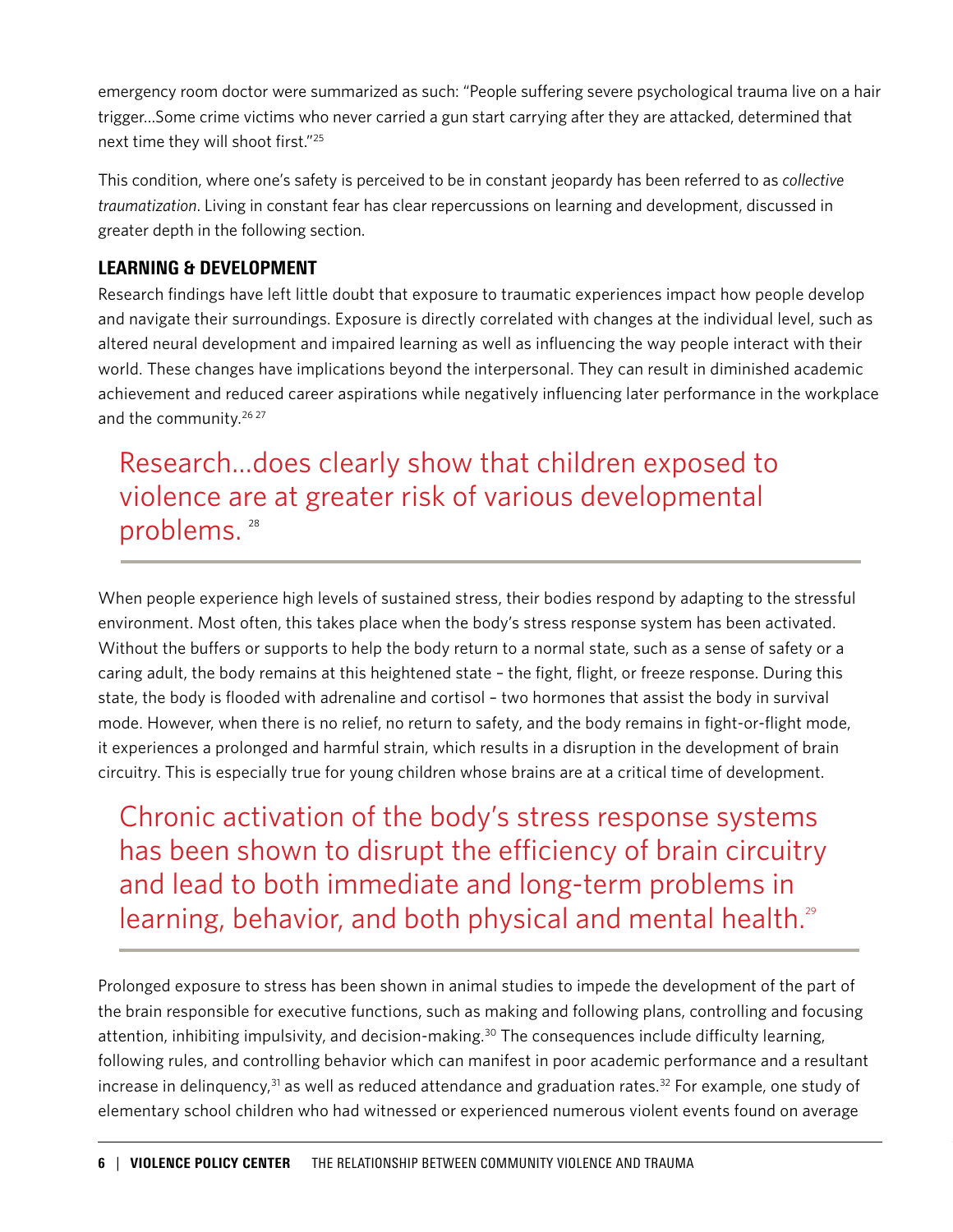emergency room doctor were summarized as such: "People suffering severe psychological trauma live on a hair trigger...Some crime victims who never carried a gun start carrying after they are attacked, determined that next time they will shoot first."[25]

This condition, where one's safety is perceived to be in constant jeopardy has been referred to as *collective traumatization*. Living in constant fear has clear repercussions on learning and development, discussed in greater depth in the following section.

### LEARNING & DEVELOPMENT

Research findings have left little doubt that exposure to traumatic experiences impact how people develop and navigate their surroundings. Exposure is directly correlated with changes at the individual level, such as altered neural development and impaired learning as well as influencing the way people interact with their world. These changes have implications beyond the interpersonal. They can result in diminished academic achievement and reduced career aspirations while negatively influencing later performance in the workplace and the community.[26 27]

> Research...does clearly show that children exposed to violence are at greater risk of various developmental problems.[28]

When people experience high levels of sustained stress, their bodies respond by adapting to the stressful environment. Most often, this takes place when the body's stress response system has been activated. Without the buffers or supports to help the body return to a normal state, such as a sense of safety or a caring adult, the body remains at this heightened state – the fight, flight, or freeze response. During this state, the body is flooded with adrenaline and cortisol – two hormones that assist the body in survival mode. However, when there is no relief, no return to safety, and the body remains in fight-or-flight mode, it experiences a prolonged and harmful strain, which results in a disruption in the development of brain circuitry. This is especially true for young children whose brains are at a critical time of development.

> Chronic activation of the body's stress response systems has been shown to disrupt the efficiency of brain circuitry and lead to both immediate and long-term problems in learning, behavior, and both physical and mental health.[29]

Prolonged exposure to stress has been shown in animal studies to impede the development of the part of the brain responsible for executive functions, such as making and following plans, controlling and focusing attention, inhibiting impulsivity, and decision-making.[30] The consequences include difficulty learning, following rules, and controlling behavior which can manifest in poor academic performance and a resultant increase in delinquency,[31] as well as reduced attendance and graduation rates.[32] For example, one study of elementary school children who had witnessed or experienced numerous violent events found on average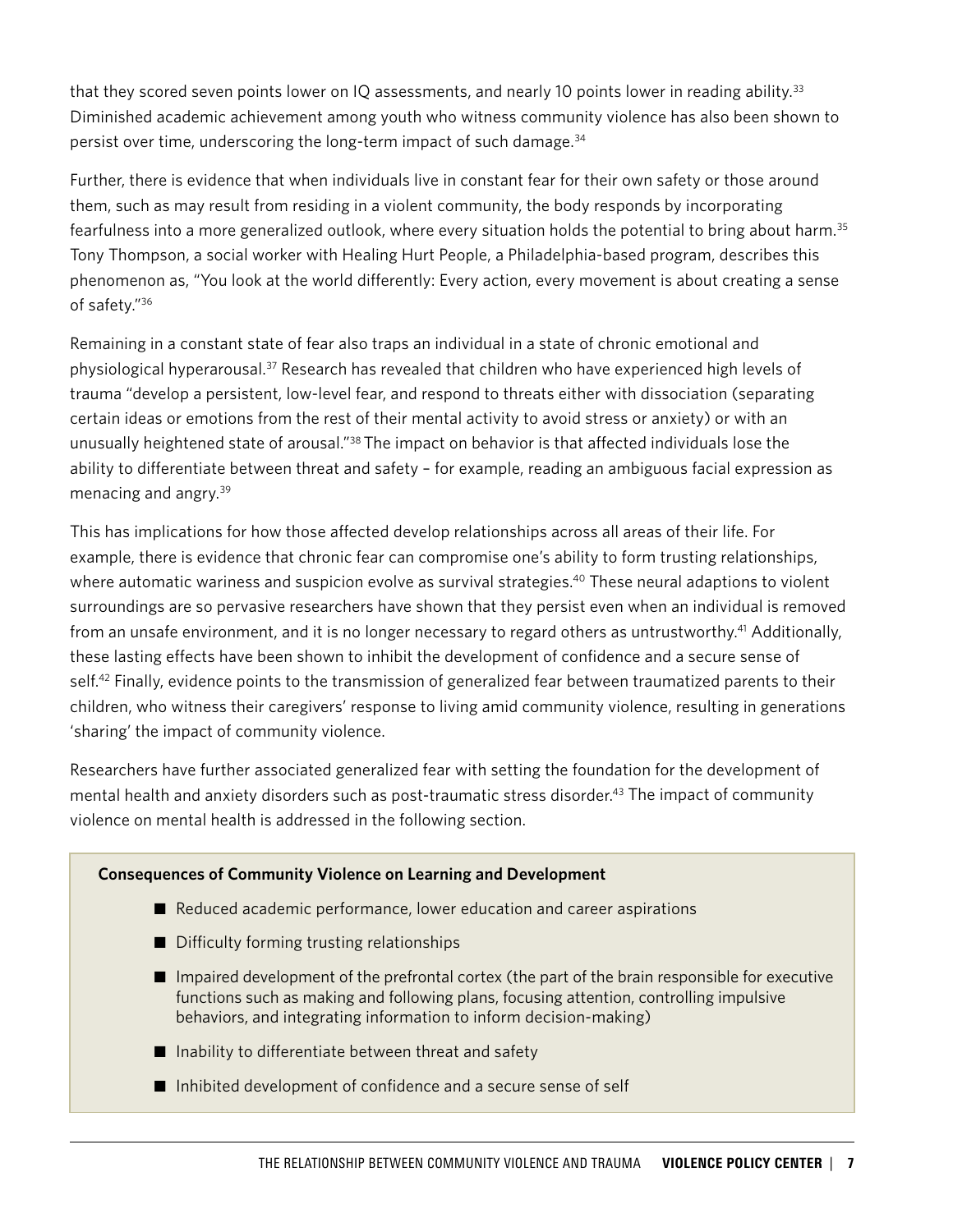that they scored seven points lower on IQ assessments, and nearly 10 points lower in reading ability.[33] Diminished academic achievement among youth who witness community violence has also been shown to persist over time, underscoring the long-term impact of such damage.[34]

Further, there is evidence that when individuals live in constant fear for their own safety or those around them, such as may result from residing in a violent community, the body responds by incorporating fearfulness into a more generalized outlook, where every situation holds the potential to bring about harm.[35] Tony Thompson, a social worker with Healing Hurt People, a Philadelphia-based program, describes this phenomenon as, "You look at the world differently: Every action, every movement is about creating a sense of safety."[36]

Remaining in a constant state of fear also traps an individual in a state of chronic emotional and physiological hyperarousal.[37] Research has revealed that children who have experienced high levels of trauma "develop a persistent, low-level fear, and respond to threats either with dissociation (separating certain ideas or emotions from the rest of their mental activity to avoid stress or anxiety) or with an unusually heightened state of arousal."[38] The impact on behavior is that affected individuals lose the ability to differentiate between threat and safety – for example, reading an ambiguous facial expression as menacing and angry.[39]

This has implications for how those affected develop relationships across all areas of their life. For example, there is evidence that chronic fear can compromise one's ability to form trusting relationships, where automatic wariness and suspicion evolve as survival strategies.[40] These neural adaptions to violent surroundings are so pervasive researchers have shown that they persist even when an individual is removed from an unsafe environment, and it is no longer necessary to regard others as untrustworthy.[41] Additionally, these lasting effects have been shown to inhibit the development of confidence and a secure sense of self.[42] Finally, evidence points to the transmission of generalized fear between traumatized parents to their children, who witness their caregivers' response to living amid community violence, resulting in generations 'sharing' the impact of community violence.

Researchers have further associated generalized fear with setting the foundation for the development of mental health and anxiety disorders such as post-traumatic stress disorder.[43] The impact of community violence on mental health is addressed in the following section.

**Consequences of Community Violence on Learning and Development**

- Reduced academic performance, lower education and career aspirations
- Difficulty forming trusting relationships
- Impaired development of the prefrontal cortex (the part of the brain responsible for executive functions such as making and following plans, focusing attention, controlling impulsive behaviors, and integrating information to inform decision-making)
- Inability to differentiate between threat and safety
- Inhibited development of confidence and a secure sense of self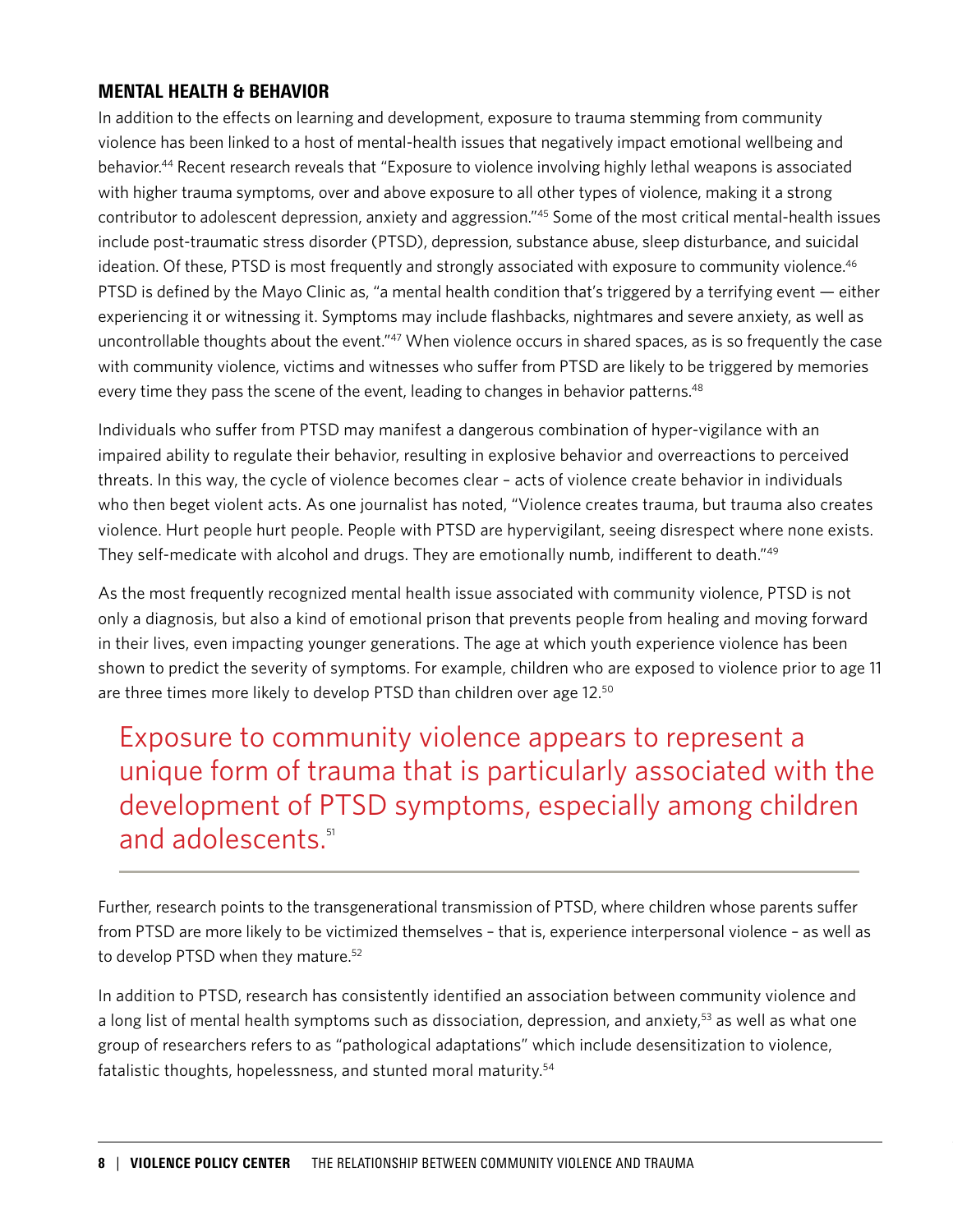## MENTAL HEALTH & BEHAVIOR

In addition to the effects on learning and development, exposure to trauma stemming from community violence has been linked to a host of mental-health issues that negatively impact emotional wellbeing and behavior.[44] Recent research reveals that "Exposure to violence involving highly lethal weapons is associated with higher trauma symptoms, over and above exposure to all other types of violence, making it a strong contributor to adolescent depression, anxiety and aggression."[45] Some of the most critical mental-health issues include post-traumatic stress disorder (PTSD), depression, substance abuse, sleep disturbance, and suicidal ideation. Of these, PTSD is most frequently and strongly associated with exposure to community violence.[46] PTSD is defined by the Mayo Clinic as, "a mental health condition that's triggered by a terrifying event — either experiencing it or witnessing it. Symptoms may include flashbacks, nightmares and severe anxiety, as well as uncontrollable thoughts about the event."[47] When violence occurs in shared spaces, as is so frequently the case with community violence, victims and witnesses who suffer from PTSD are likely to be triggered by memories every time they pass the scene of the event, leading to changes in behavior patterns.[48]

Individuals who suffer from PTSD may manifest a dangerous combination of hyper-vigilance with an impaired ability to regulate their behavior, resulting in explosive behavior and overreactions to perceived threats. In this way, the cycle of violence becomes clear – acts of violence create behavior in individuals who then beget violent acts. As one journalist has noted, "Violence creates trauma, but trauma also creates violence. Hurt people hurt people. People with PTSD are hypervigilant, seeing disrespect where none exists. They self-medicate with alcohol and drugs. They are emotionally numb, indifferent to death."[49]

As the most frequently recognized mental health issue associated with community violence, PTSD is not only a diagnosis, but also a kind of emotional prison that prevents people from healing and moving forward in their lives, even impacting younger generations. The age at which youth experience violence has been shown to predict the severity of symptoms. For example, children who are exposed to violence prior to age 11 are three times more likely to develop PTSD than children over age 12.[50]

> Exposure to community violence appears to represent a unique form of trauma that is particularly associated with the development of PTSD symptoms, especially among children and adolescents.[51]

Further, research points to the transgenerational transmission of PTSD, where children whose parents suffer from PTSD are more likely to be victimized themselves – that is, experience interpersonal violence – as well as to develop PTSD when they mature.[52]

In addition to PTSD, research has consistently identified an association between community violence and a long list of mental health symptoms such as dissociation, depression, and anxiety,[53] as well as what one group of researchers refers to as "pathological adaptations" which include desensitization to violence, fatalistic thoughts, hopelessness, and stunted moral maturity.[54]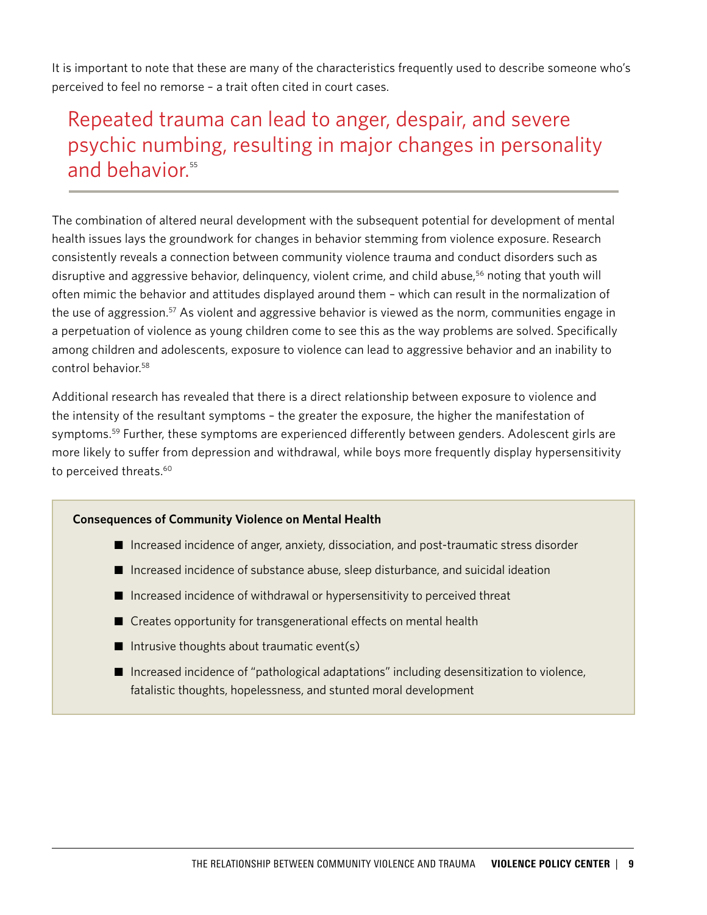It is important to note that these are many of the characteristics frequently used to describe someone who's perceived to feel no remorse – a trait often cited in court cases.

> Repeated trauma can lead to anger, despair, and severe psychic numbing, resulting in major changes in personality and behavior.[55]

The combination of altered neural development with the subsequent potential for development of mental health issues lays the groundwork for changes in behavior stemming from violence exposure. Research consistently reveals a connection between community violence trauma and conduct disorders such as disruptive and aggressive behavior, delinquency, violent crime, and child abuse,[56] noting that youth will often mimic the behavior and attitudes displayed around them – which can result in the normalization of the use of aggression.[57] As violent and aggressive behavior is viewed as the norm, communities engage in a perpetuation of violence as young children come to see this as the way problems are solved. Specifically among children and adolescents, exposure to violence can lead to aggressive behavior and an inability to control behavior.[58]

Additional research has revealed that there is a direct relationship between exposure to violence and the intensity of the resultant symptoms – the greater the exposure, the higher the manifestation of symptoms.[59] Further, these symptoms are experienced differently between genders. Adolescent girls are more likely to suffer from depression and withdrawal, while boys more frequently display hypersensitivity to perceived threats.[60]

**Consequences of Community Violence on Mental Health**

- Increased incidence of anger, anxiety, dissociation, and post-traumatic stress disorder
- Increased incidence of substance abuse, sleep disturbance, and suicidal ideation
- Increased incidence of withdrawal or hypersensitivity to perceived threat
- Creates opportunity for transgenerational effects on mental health
- Intrusive thoughts about traumatic event(s)
- Increased incidence of "pathological adaptations" including desensitization to violence, fatalistic thoughts, hopelessness, and stunted moral development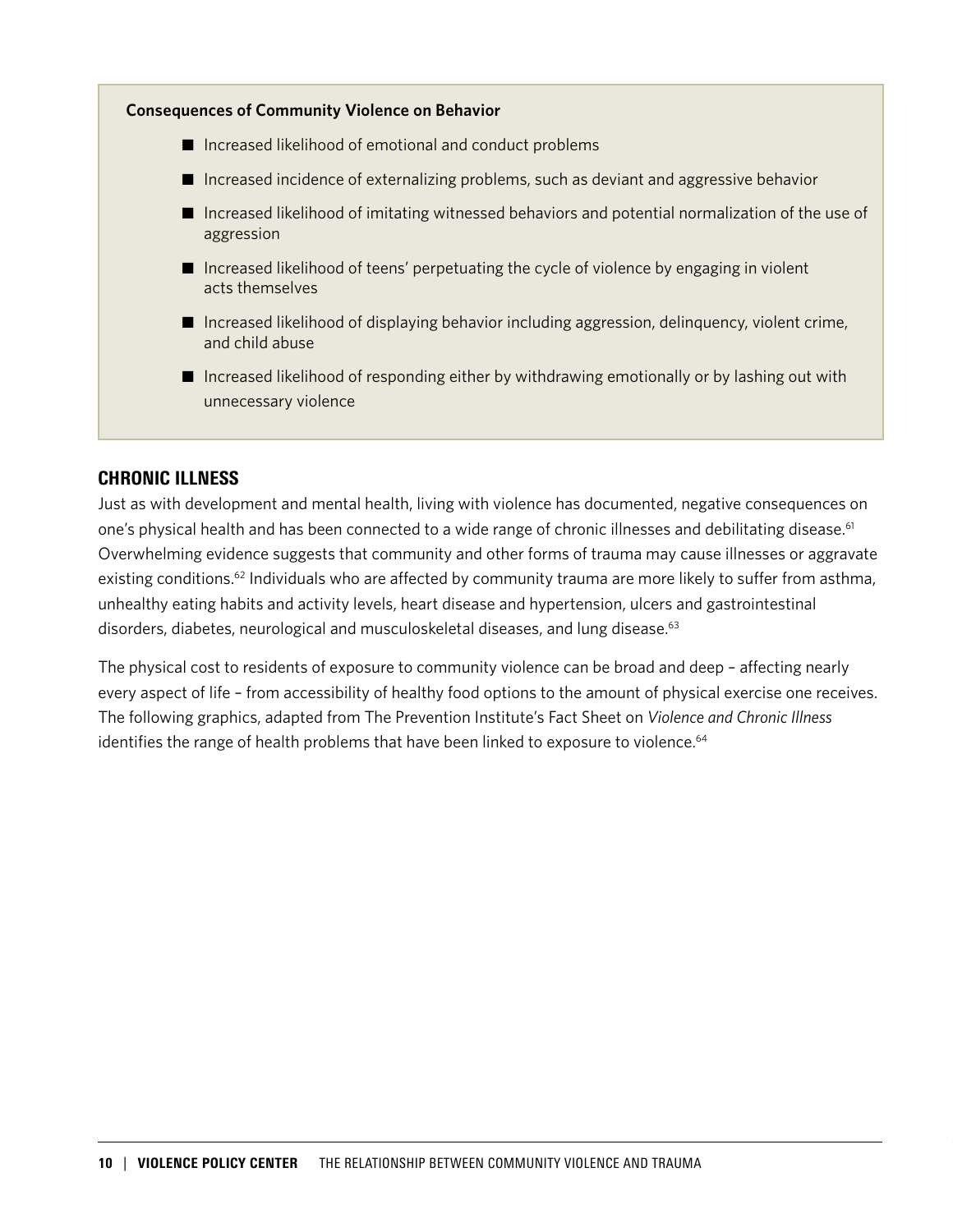**Consequences of Community Violence on Behavior**

- Increased likelihood of emotional and conduct problems
- Increased incidence of externalizing problems, such as deviant and aggressive behavior
- Increased likelihood of imitating witnessed behaviors and potential normalization of the use of aggression
- Increased likelihood of teens' perpetuating the cycle of violence by engaging in violent acts themselves
- Increased likelihood of displaying behavior including aggression, delinquency, violent crime, and child abuse
- Increased likelihood of responding either by withdrawing emotionally or by lashing out with unnecessary violence

## CHRONIC ILLNESS

Just as with development and mental health, living with violence has documented, negative consequences on one's physical health and has been connected to a wide range of chronic illnesses and debilitating disease.[61] Overwhelming evidence suggests that community and other forms of trauma may cause illnesses or aggravate existing conditions.[62] Individuals who are affected by community trauma are more likely to suffer from asthma, unhealthy eating habits and activity levels, heart disease and hypertension, ulcers and gastrointestinal disorders, diabetes, neurological and musculoskeletal diseases, and lung disease.[63]

The physical cost to residents of exposure to community violence can be broad and deep – affecting nearly every aspect of life – from accessibility of healthy food options to the amount of physical exercise one receives. The following graphics, adapted from The Prevention Institute's Fact Sheet on *Violence and Chronic Illness* identifies the range of health problems that have been linked to exposure to violence.[64]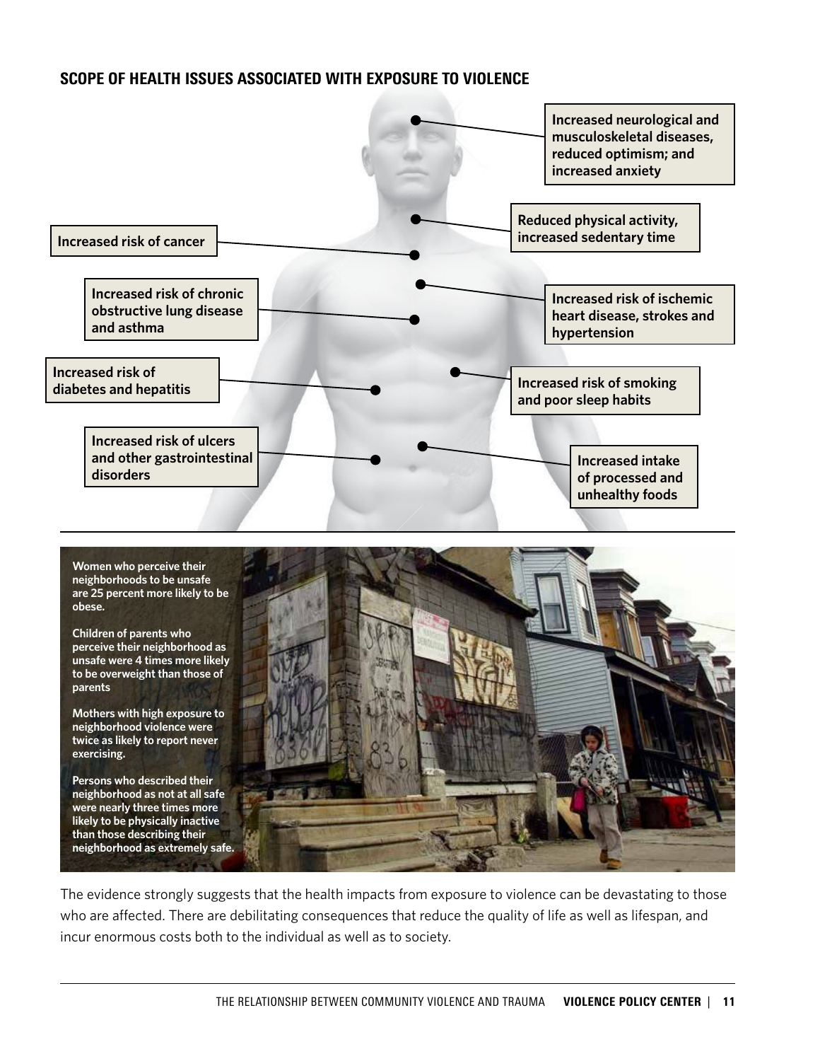## SCOPE OF HEALTH ISSUES ASSOCIATED WITH EXPOSURE TO VIOLENCE

**Increased neurological and musculoskeletal diseases, reduced optimism; and increased anxiety**

**Reduced physical activity, increased sedentary time**

**Increased risk of cancer**

**Increased risk of chronic obstructive lung disease and asthma**

**Increased risk of ischemic heart disease, strokes and hypertension**

**Increased risk of diabetes and hepatitis**

**Increased risk of smoking and poor sleep habits**

**Increased risk of ulcers and other gastrointestinal disorders**

**Increased intake of processed and unhealthy foods**

**Women who perceive their neighborhoods to be unsafe are 25 percent more likely to be obese.**

**Children of parents who perceive their neighborhood as unsafe were 4 times more likely to be overweight than those of parents**

**Mothers with high exposure to neighborhood violence were twice as likely to report never exercising.**

**Persons who described their neighborhood as not at all safe were nearly three times more likely to be physically inactive than those describing their neighborhood as extremely safe.**

The evidence strongly suggests that the health impacts from exposure to violence can be devastating to those who are affected. There are debilitating consequences that reduce the quality of life as well as lifespan, and incur enormous costs both to the individual as well as to society.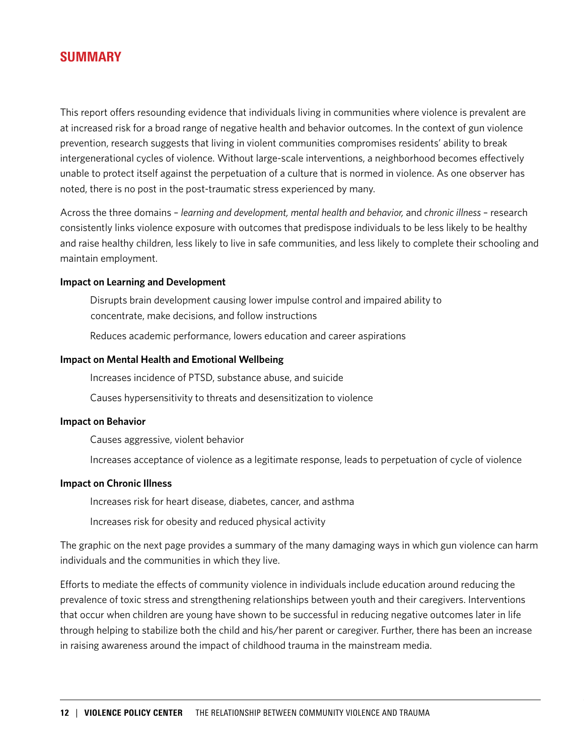## SUMMARY

This report offers resounding evidence that individuals living in communities where violence is prevalent are at increased risk for a broad range of negative health and behavior outcomes. In the context of gun violence prevention, research suggests that living in violent communities compromises residents' ability to break intergenerational cycles of violence. Without large-scale interventions, a neighborhood becomes effectively unable to protect itself against the perpetuation of a culture that is normed in violence. As one observer has noted, there is no post in the post-traumatic stress experienced by many.

Across the three domains – *learning and development, mental health and behavior,* and *chronic illness* – research consistently links violence exposure with outcomes that predispose individuals to be less likely to be healthy and raise healthy children, less likely to live in safe communities, and less likely to complete their schooling and maintain employment.

**Impact on Learning and Development**

- Disrupts brain development causing lower impulse control and impaired ability to concentrate, make decisions, and follow instructions
- Reduces academic performance, lowers education and career aspirations

**Impact on Mental Health and Emotional Wellbeing**

- Increases incidence of PTSD, substance abuse, and suicide
- Causes hypersensitivity to threats and desensitization to violence

**Impact on Behavior**

- Causes aggressive, violent behavior
- Increases acceptance of violence as a legitimate response, leads to perpetuation of cycle of violence

**Impact on Chronic Illness**

- Increases risk for heart disease, diabetes, cancer, and asthma
- Increases risk for obesity and reduced physical activity

The graphic on the next page provides a summary of the many damaging ways in which gun violence can harm individuals and the communities in which they live.

Efforts to mediate the effects of community violence in individuals include education around reducing the prevalence of toxic stress and strengthening relationships between youth and their caregivers. Interventions that occur when children are young have shown to be successful in reducing negative outcomes later in life through helping to stabilize both the child and his/her parent or caregiver. Further, there has been an increase in raising awareness around the impact of childhood trauma in the mainstream media.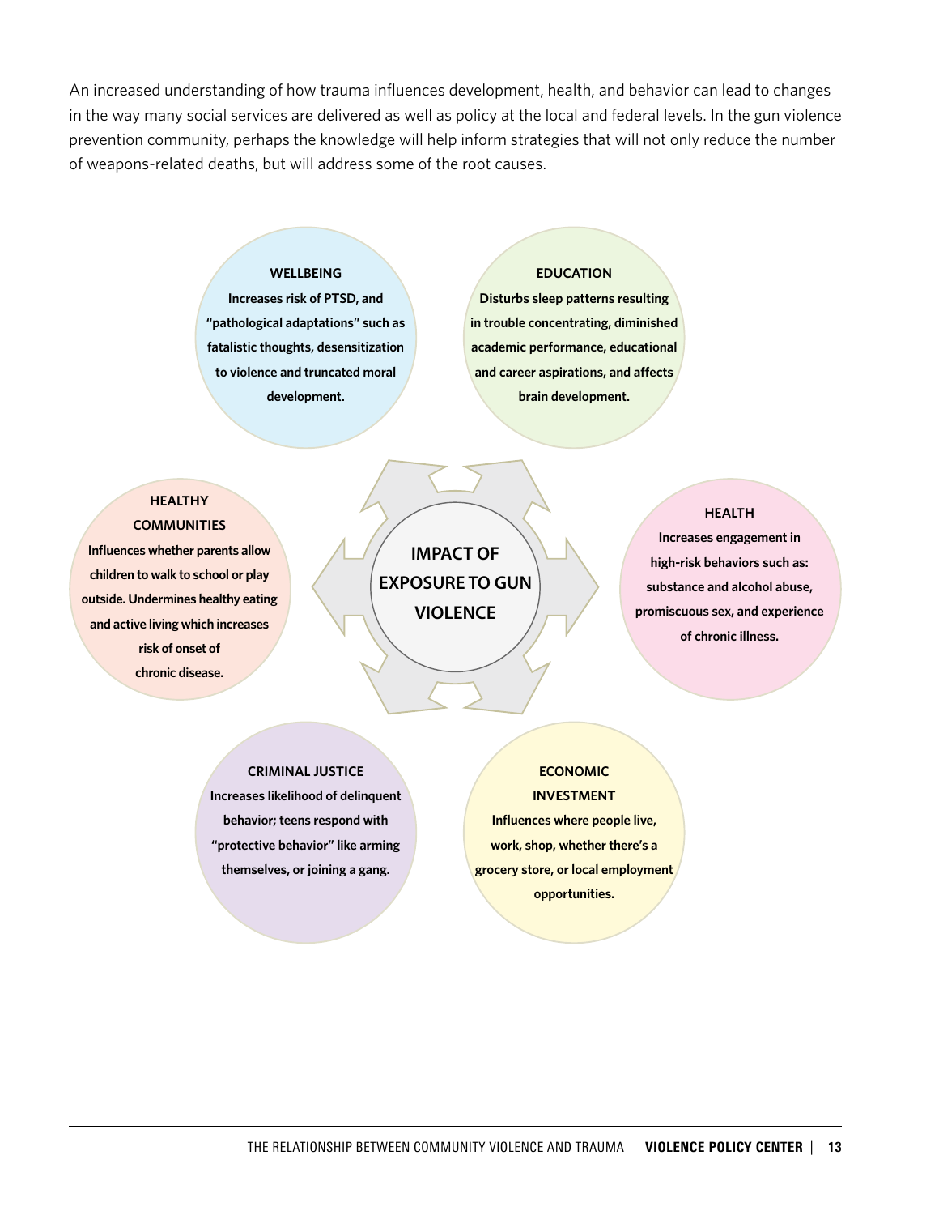An increased understanding of how trauma influences development, health, and behavior can lead to changes in the way many social services are delivered as well as policy at the local and federal levels. In the gun violence prevention community, perhaps the knowledge will help inform strategies that will not only reduce the number of weapons-related deaths, but will address some of the root causes.

**IMPACT OF EXPOSURE TO GUN VIOLENCE**

**WELLBEING**
**Increases risk of PTSD, and "pathological adaptations" such as fatalistic thoughts, desensitization to violence and truncated moral development.**

**EDUCATION**
**Disturbs sleep patterns resulting in trouble concentrating, diminished academic performance, educational and career aspirations, and affects brain development.**

**HEALTHY COMMUNITIES**
**Influences whether parents allow children to walk to school or play outside. Undermines healthy eating and active living which increases risk of onset of chronic disease.**

**HEALTH**
**Increases engagement in high-risk behaviors such as: substance and alcohol abuse, promiscuous sex, and experience of chronic illness.**

**CRIMINAL JUSTICE**
**Increases likelihood of delinquent behavior; teens respond with "protective behavior" like arming themselves, or joining a gang.**

**ECONOMIC INVESTMENT**
**Influences where people live, work, shop, whether there's a grocery store, or local employment opportunities.**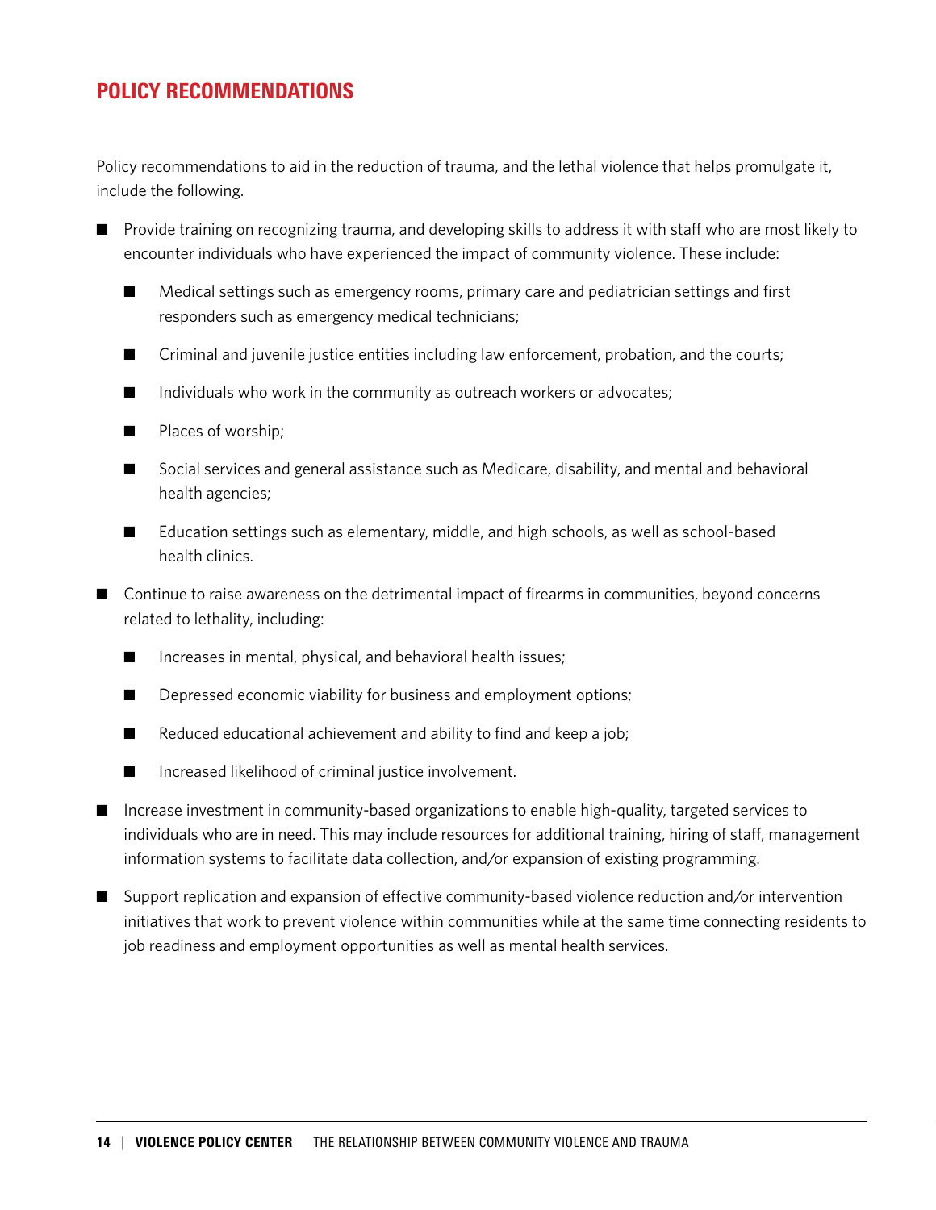## POLICY RECOMMENDATIONS

Policy recommendations to aid in the reduction of trauma, and the lethal violence that helps promulgate it, include the following.

- Provide training on recognizing trauma, and developing skills to address it with staff who are most likely to encounter individuals who have experienced the impact of community violence. These include:
  - Medical settings such as emergency rooms, primary care and pediatrician settings and first responders such as emergency medical technicians;
  - Criminal and juvenile justice entities including law enforcement, probation, and the courts;
  - Individuals who work in the community as outreach workers or advocates;
  - Places of worship;
  - Social services and general assistance such as Medicare, disability, and mental and behavioral health agencies;
  - Education settings such as elementary, middle, and high schools, as well as school-based health clinics.
- Continue to raise awareness on the detrimental impact of firearms in communities, beyond concerns related to lethality, including:
  - Increases in mental, physical, and behavioral health issues;
  - Depressed economic viability for business and employment options;
  - Reduced educational achievement and ability to find and keep a job;
  - Increased likelihood of criminal justice involvement.
- Increase investment in community-based organizations to enable high-quality, targeted services to individuals who are in need. This may include resources for additional training, hiring of staff, management information systems to facilitate data collection, and/or expansion of existing programming.
- Support replication and expansion of effective community-based violence reduction and/or intervention initiatives that work to prevent violence within communities while at the same time connecting residents to job readiness and employment opportunities as well as mental health services.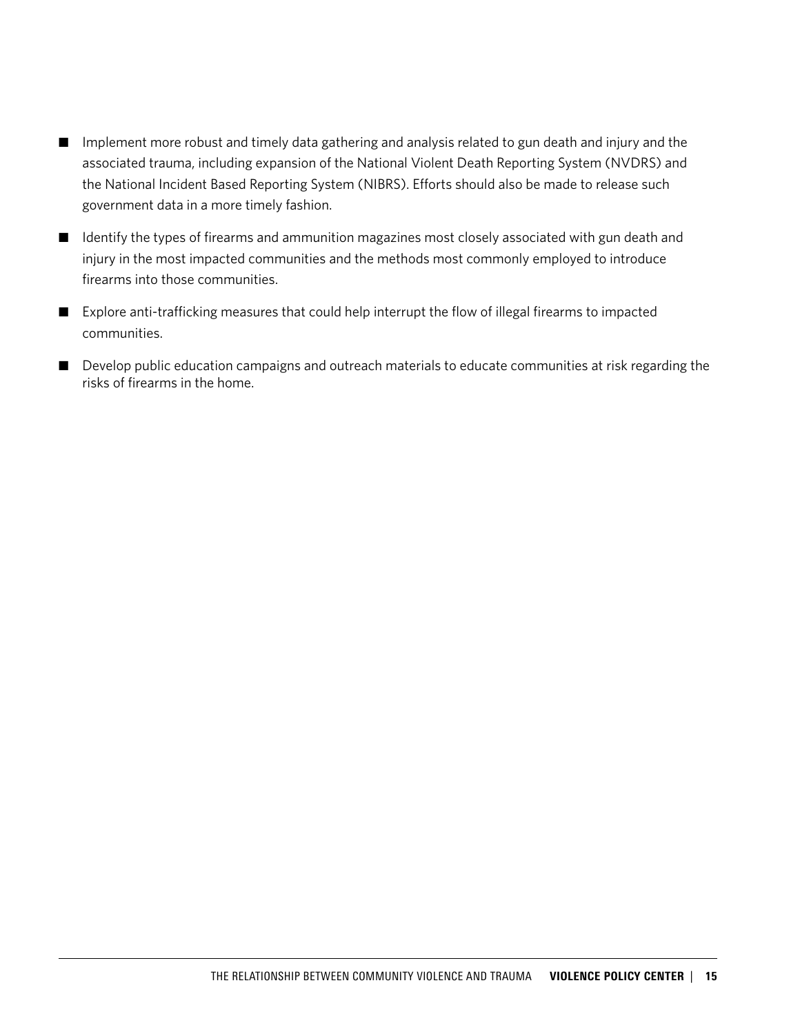- Implement more robust and timely data gathering and analysis related to gun death and injury and the associated trauma, including expansion of the National Violent Death Reporting System (NVDRS) and the National Incident Based Reporting System (NIBRS). Efforts should also be made to release such government data in a more timely fashion.
- Identify the types of firearms and ammunition magazines most closely associated with gun death and injury in the most impacted communities and the methods most commonly employed to introduce firearms into those communities.
- Explore anti-trafficking measures that could help interrupt the flow of illegal firearms to impacted communities.
- Develop public education campaigns and outreach materials to educate communities at risk regarding the risks of firearms in the home.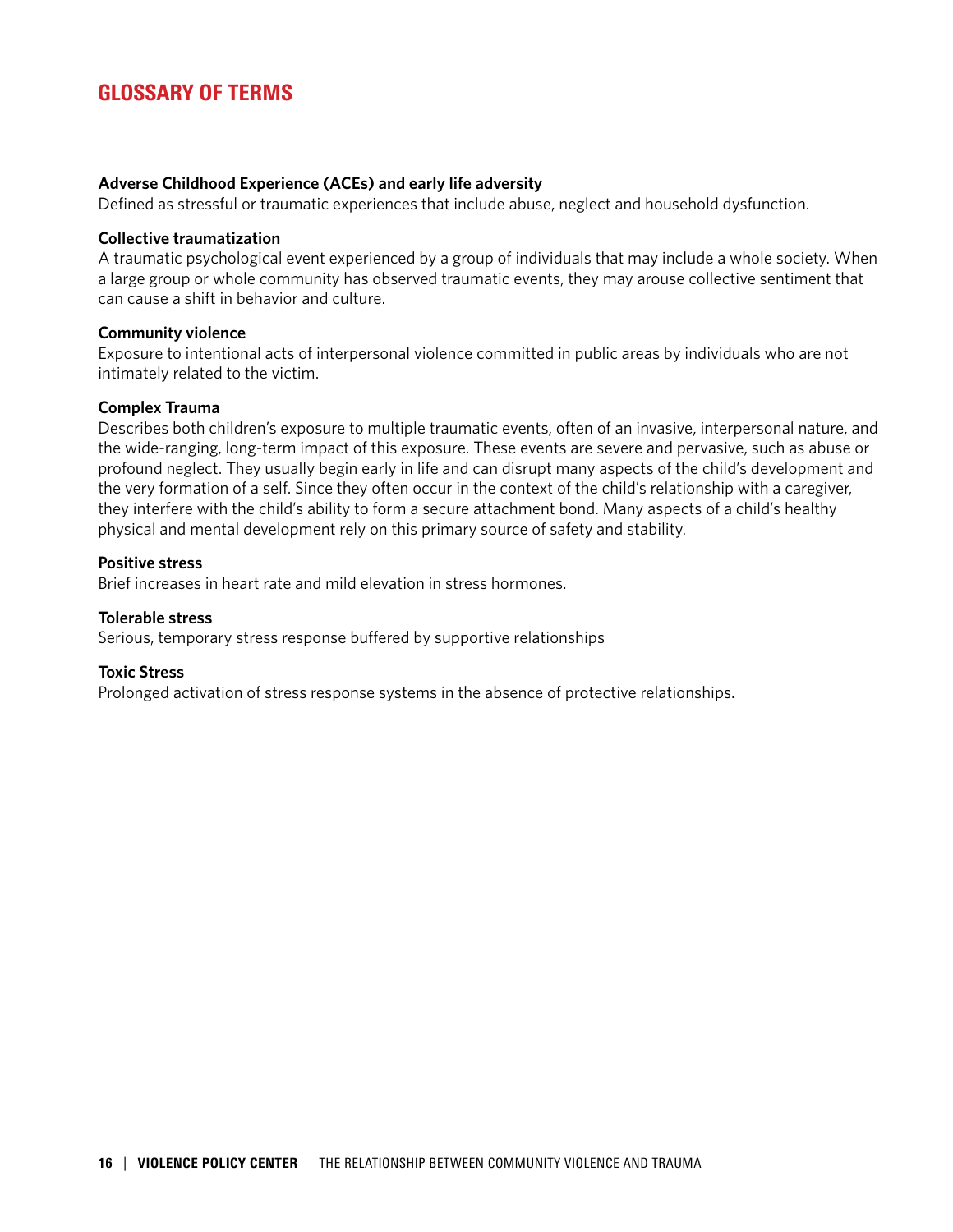## GLOSSARY OF TERMS

**Adverse Childhood Experience (ACEs) and early life adversity**
Defined as stressful or traumatic experiences that include abuse, neglect and household dysfunction.

**Collective traumatization**
A traumatic psychological event experienced by a group of individuals that may include a whole society. When a large group or whole community has observed traumatic events, they may arouse collective sentiment that can cause a shift in behavior and culture.

**Community violence**
Exposure to intentional acts of interpersonal violence committed in public areas by individuals who are not intimately related to the victim.

**Complex Trauma**
Describes both children's exposure to multiple traumatic events, often of an invasive, interpersonal nature, and the wide-ranging, long-term impact of this exposure. These events are severe and pervasive, such as abuse or profound neglect. They usually begin early in life and can disrupt many aspects of the child's development and the very formation of a self. Since they often occur in the context of the child's relationship with a caregiver, they interfere with the child's ability to form a secure attachment bond. Many aspects of a child's healthy physical and mental development rely on this primary source of safety and stability.

**Positive stress**
Brief increases in heart rate and mild elevation in stress hormones.

**Tolerable stress**
Serious, temporary stress response buffered by supportive relationships

**Toxic Stress**
Prolonged activation of stress response systems in the absence of protective relationships.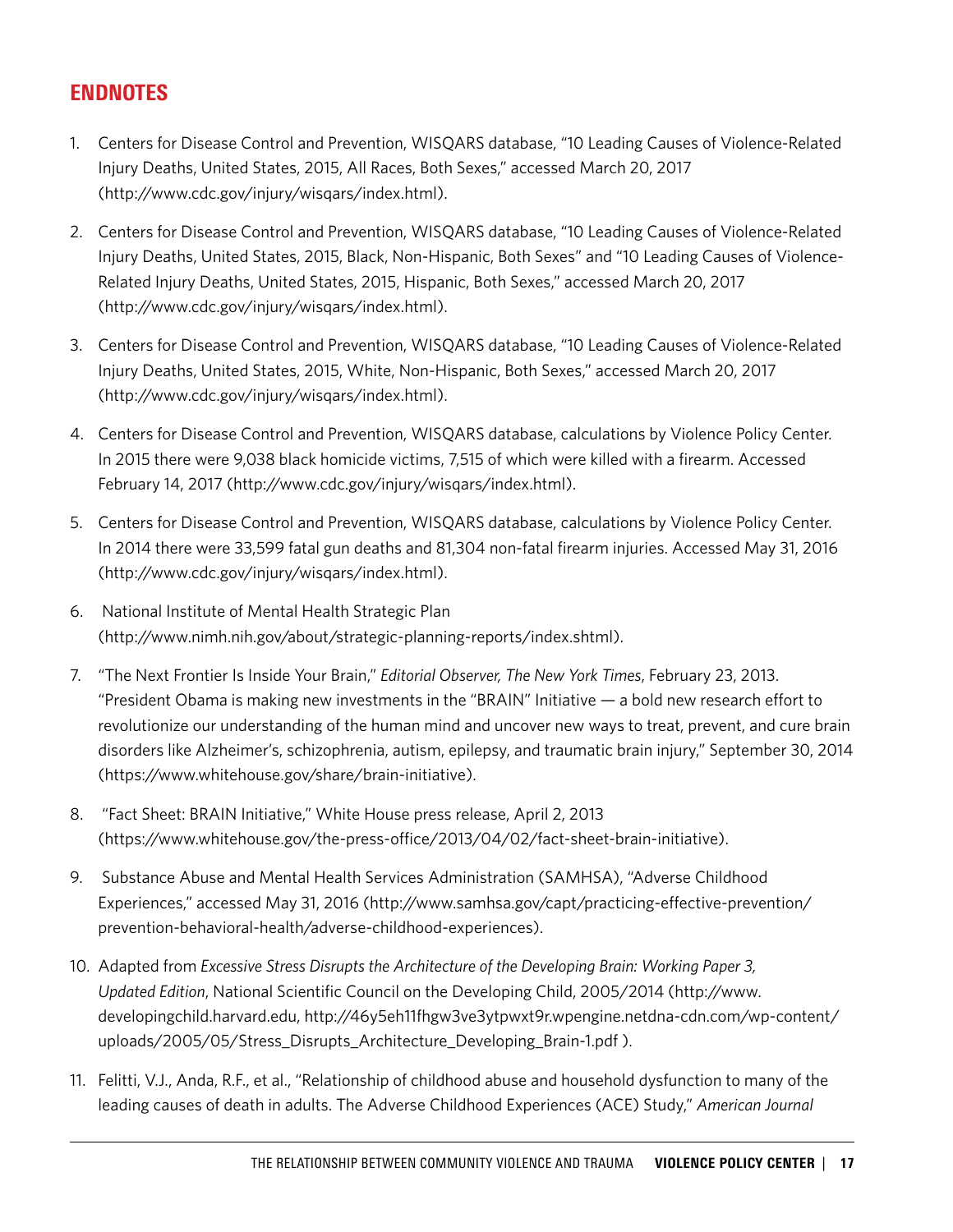## ENDNOTES

1. Centers for Disease Control and Prevention, WISQARS database, "10 Leading Causes of Violence-Related Injury Deaths, United States, 2015, All Races, Both Sexes," accessed March 20, 2017 (http://www.cdc.gov/injury/wisqars/index.html).

2. Centers for Disease Control and Prevention, WISQARS database, "10 Leading Causes of Violence-Related Injury Deaths, United States, 2015, Black, Non-Hispanic, Both Sexes" and "10 Leading Causes of Violence-Related Injury Deaths, United States, 2015, Hispanic, Both Sexes," accessed March 20, 2017 (http://www.cdc.gov/injury/wisqars/index.html).

3. Centers for Disease Control and Prevention, WISQARS database, "10 Leading Causes of Violence-Related Injury Deaths, United States, 2015, White, Non-Hispanic, Both Sexes," accessed March 20, 2017 (http://www.cdc.gov/injury/wisqars/index.html).

4. Centers for Disease Control and Prevention, WISQARS database, calculations by Violence Policy Center. In 2015 there were 9,038 black homicide victims, 7,515 of which were killed with a firearm. Accessed February 14, 2017 (http://www.cdc.gov/injury/wisqars/index.html).

5. Centers for Disease Control and Prevention, WISQARS database, calculations by Violence Policy Center. In 2014 there were 33,599 fatal gun deaths and 81,304 non-fatal firearm injuries. Accessed May 31, 2016 (http://www.cdc.gov/injury/wisqars/index.html).

6. National Institute of Mental Health Strategic Plan (http://www.nimh.nih.gov/about/strategic-planning-reports/index.shtml).

7. "The Next Frontier Is Inside Your Brain," *Editorial Observer, The New York Times*, February 23, 2013. "President Obama is making new investments in the "BRAIN" Initiative — a bold new research effort to revolutionize our understanding of the human mind and uncover new ways to treat, prevent, and cure brain disorders like Alzheimer's, schizophrenia, autism, epilepsy, and traumatic brain injury," September 30, 2014 (https://www.whitehouse.gov/share/brain-initiative).

8. "Fact Sheet: BRAIN Initiative," White House press release, April 2, 2013 (https://www.whitehouse.gov/the-press-office/2013/04/02/fact-sheet-brain-initiative).

9. Substance Abuse and Mental Health Services Administration (SAMHSA), "Adverse Childhood Experiences," accessed May 31, 2016 (http://www.samhsa.gov/capt/practicing-effective-prevention/prevention-behavioral-health/adverse-childhood-experiences).

10. Adapted from *Excessive Stress Disrupts the Architecture of the Developing Brain: Working Paper 3, Updated Edition*, National Scientific Council on the Developing Child, 2005/2014 (http://www.developingchild.harvard.edu, http://46y5eh11fhgw3ve3ytpwxt9r.wpengine.netdna-cdn.com/wp-content/uploads/2005/05/Stress_Disrupts_Architecture_Developing_Brain-1.pdf ).

11. Felitti, V.J., Anda, R.F., et al., "Relationship of childhood abuse and household dysfunction to many of the leading causes of death in adults. The Adverse Childhood Experiences (ACE) Study," *American Journal*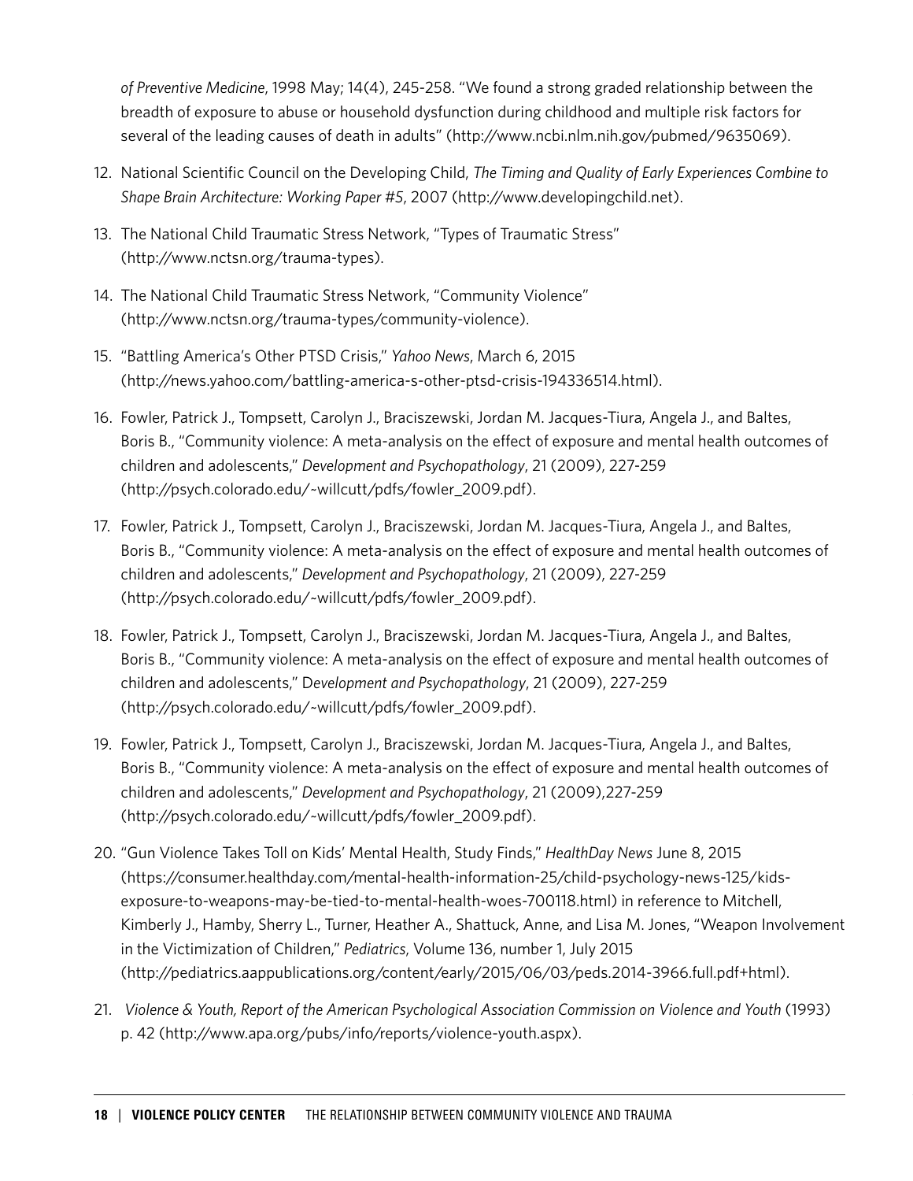*of Preventive Medicine*, 1998 May; 14(4), 245-258. "We found a strong graded relationship between the breadth of exposure to abuse or household dysfunction during childhood and multiple risk factors for several of the leading causes of death in adults" (http://www.ncbi.nlm.nih.gov/pubmed/9635069).

12. National Scientific Council on the Developing Child, *The Timing and Quality of Early Experiences Combine to Shape Brain Architecture: Working Paper #5*, 2007 (http://www.developingchild.net).

13. The National Child Traumatic Stress Network, "Types of Traumatic Stress" (http://www.nctsn.org/trauma-types).

14. The National Child Traumatic Stress Network, "Community Violence" (http://www.nctsn.org/trauma-types/community-violence).

15. "Battling America's Other PTSD Crisis," *Yahoo News*, March 6, 2015 (http://news.yahoo.com/battling-america-s-other-ptsd-crisis-194336514.html).

16. Fowler, Patrick J., Tompsett, Carolyn J., Braciszewski, Jordan M. Jacques-Tiura, Angela J., and Baltes, Boris B., "Community violence: A meta-analysis on the effect of exposure and mental health outcomes of children and adolescents," *Development and Psychopathology*, 21 (2009), 227-259 (http://psych.colorado.edu/~willcutt/pdfs/fowler_2009.pdf).

17. Fowler, Patrick J., Tompsett, Carolyn J., Braciszewski, Jordan M. Jacques-Tiura, Angela J., and Baltes, Boris B., "Community violence: A meta-analysis on the effect of exposure and mental health outcomes of children and adolescents," *Development and Psychopathology*, 21 (2009), 227-259 (http://psych.colorado.edu/~willcutt/pdfs/fowler_2009.pdf).

18. Fowler, Patrick J., Tompsett, Carolyn J., Braciszewski, Jordan M. Jacques-Tiura, Angela J., and Baltes, Boris B., "Community violence: A meta-analysis on the effect of exposure and mental health outcomes of children and adolescents," *Development and Psychopathology*, 21 (2009), 227-259 (http://psych.colorado.edu/~willcutt/pdfs/fowler_2009.pdf).

19. Fowler, Patrick J., Tompsett, Carolyn J., Braciszewski, Jordan M. Jacques-Tiura, Angela J., and Baltes, Boris B., "Community violence: A meta-analysis on the effect of exposure and mental health outcomes of children and adolescents," *Development and Psychopathology*, 21 (2009),227-259 (http://psych.colorado.edu/~willcutt/pdfs/fowler_2009.pdf).

20. "Gun Violence Takes Toll on Kids' Mental Health, Study Finds," *HealthDay News* June 8, 2015 (https://consumer.healthday.com/mental-health-information-25/child-psychology-news-125/kids-exposure-to-weapons-may-be-tied-to-mental-health-woes-700118.html) in reference to Mitchell, Kimberly J., Hamby, Sherry L., Turner, Heather A., Shattuck, Anne, and Lisa M. Jones, "Weapon Involvement in the Victimization of Children," *Pediatrics*, Volume 136, number 1, July 2015 (http://pediatrics.aappublications.org/content/early/2015/06/03/peds.2014-3966.full.pdf+html).

21. *Violence & Youth, Report of the American Psychological Association Commission on Violence and Youth* (1993) p. 42 (http://www.apa.org/pubs/info/reports/violence-youth.aspx).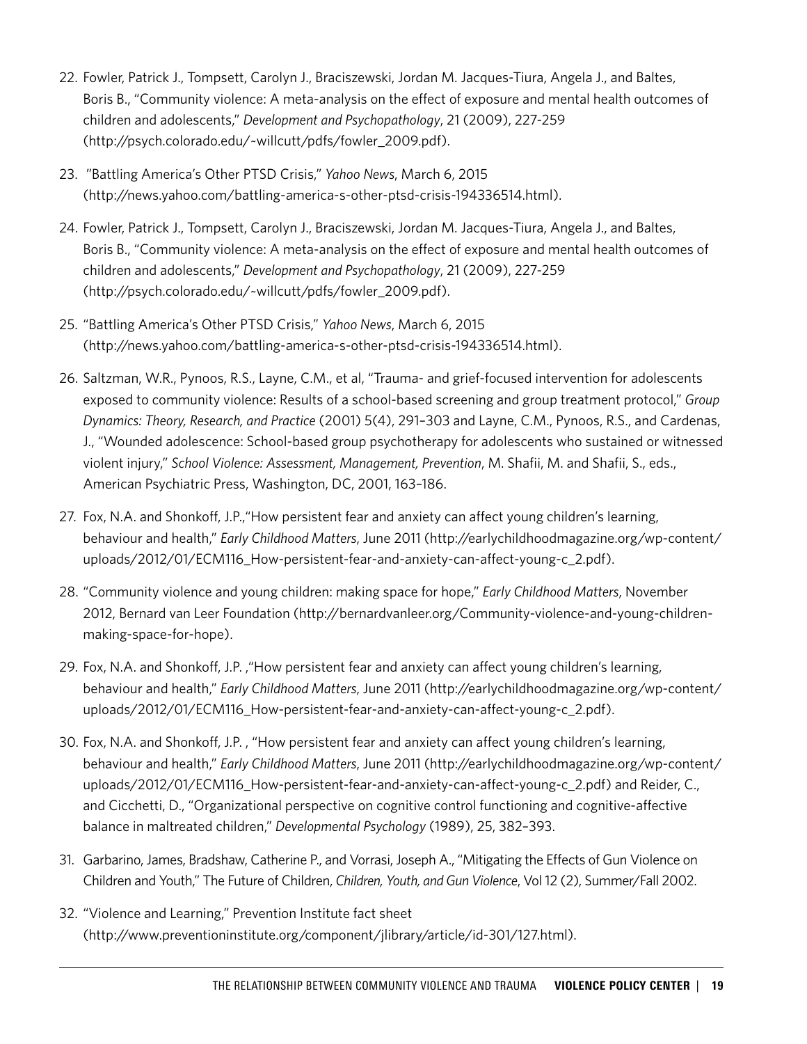22. Fowler, Patrick J., Tompsett, Carolyn J., Braciszewski, Jordan M. Jacques-Tiura, Angela J., and Baltes, Boris B., "Community violence: A meta-analysis on the effect of exposure and mental health outcomes of children and adolescents," *Development and Psychopathology*, 21 (2009), 227-259 (http://psych.colorado.edu/~willcutt/pdfs/fowler_2009.pdf).

23. "Battling America's Other PTSD Crisis," *Yahoo News*, March 6, 2015 (http://news.yahoo.com/battling-america-s-other-ptsd-crisis-194336514.html).

24. Fowler, Patrick J., Tompsett, Carolyn J., Braciszewski, Jordan M. Jacques-Tiura, Angela J., and Baltes, Boris B., "Community violence: A meta-analysis on the effect of exposure and mental health outcomes of children and adolescents," *Development and Psychopathology*, 21 (2009), 227-259 (http://psych.colorado.edu/~willcutt/pdfs/fowler_2009.pdf).

25. "Battling America's Other PTSD Crisis," *Yahoo News*, March 6, 2015 (http://news.yahoo.com/battling-america-s-other-ptsd-crisis-194336514.html).

26. Saltzman, W.R., Pynoos, R.S., Layne, C.M., et al, "Trauma- and grief-focused intervention for adolescents exposed to community violence: Results of a school-based screening and group treatment protocol," *Group Dynamics: Theory, Research, and Practice* (2001) 5(4), 291–303 and Layne, C.M., Pynoos, R.S., and Cardenas, J., "Wounded adolescence: School-based group psychotherapy for adolescents who sustained or witnessed violent injury," *School Violence: Assessment, Management, Prevention*, M. Shafii, M. and Shafii, S., eds., American Psychiatric Press, Washington, DC, 2001, 163–186.

27. Fox, N.A. and Shonkoff, J.P.,"How persistent fear and anxiety can affect young children's learning, behaviour and health," *Early Childhood Matters*, June 2011 (http://earlychildhoodmagazine.org/wp-content/uploads/2012/01/ECM116_How-persistent-fear-and-anxiety-can-affect-young-c_2.pdf).

28. "Community violence and young children: making space for hope," *Early Childhood Matters*, November 2012, Bernard van Leer Foundation (http://bernardvanleer.org/Community-violence-and-young-children-making-space-for-hope).

29. Fox, N.A. and Shonkoff, J.P. ,"How persistent fear and anxiety can affect young children's learning, behaviour and health," *Early Childhood Matters*, June 2011 (http://earlychildhoodmagazine.org/wp-content/uploads/2012/01/ECM116_How-persistent-fear-and-anxiety-can-affect-young-c_2.pdf).

30. Fox, N.A. and Shonkoff, J.P. , "How persistent fear and anxiety can affect young children's learning, behaviour and health," *Early Childhood Matters*, June 2011 (http://earlychildhoodmagazine.org/wp-content/uploads/2012/01/ECM116_How-persistent-fear-and-anxiety-can-affect-young-c_2.pdf) and Reider, C., and Cicchetti, D., "Organizational perspective on cognitive control functioning and cognitive-affective balance in maltreated children," *Developmental Psychology* (1989), 25, 382–393.

31. Garbarino, James, Bradshaw, Catherine P., and Vorrasi, Joseph A., "Mitigating the Effects of Gun Violence on Children and Youth," The Future of Children, *Children, Youth, and Gun Violence*, Vol 12 (2), Summer/Fall 2002.

32. "Violence and Learning," Prevention Institute fact sheet (http://www.preventioninstitute.org/component/jlibrary/article/id-301/127.html).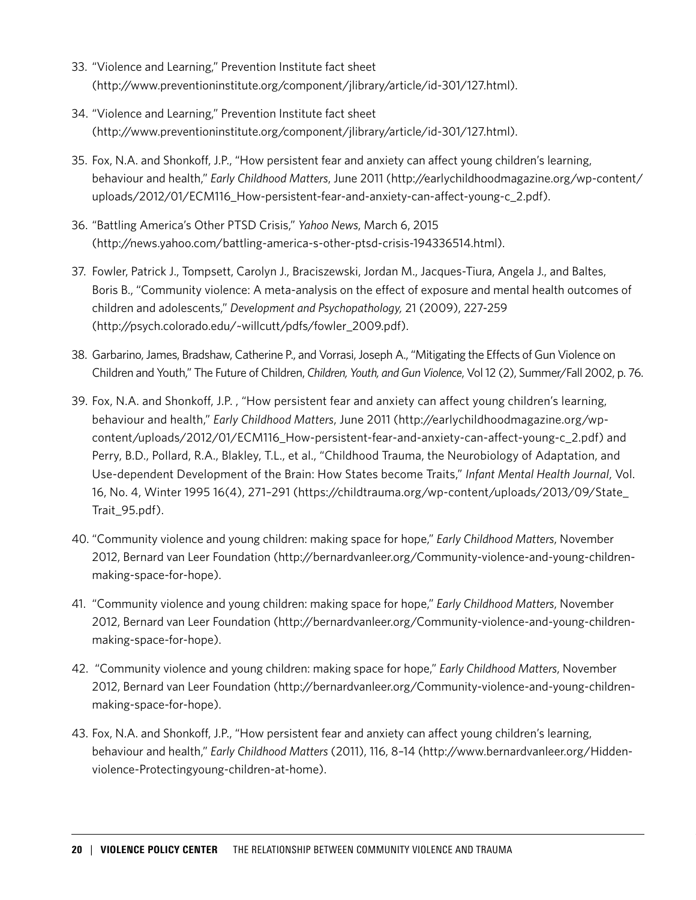33. "Violence and Learning," Prevention Institute fact sheet (http://www.preventioninstitute.org/component/jlibrary/article/id-301/127.html).

34. "Violence and Learning," Prevention Institute fact sheet (http://www.preventioninstitute.org/component/jlibrary/article/id-301/127.html).

35. Fox, N.A. and Shonkoff, J.P., "How persistent fear and anxiety can affect young children's learning, behaviour and health," *Early Childhood Matters*, June 2011 (http://earlychildhoodmagazine.org/wp-content/uploads/2012/01/ECM116_How-persistent-fear-and-anxiety-can-affect-young-c_2.pdf).

36. "Battling America's Other PTSD Crisis," *Yahoo News*, March 6, 2015 (http://news.yahoo.com/battling-america-s-other-ptsd-crisis-194336514.html).

37. Fowler, Patrick J., Tompsett, Carolyn J., Braciszewski, Jordan M., Jacques-Tiura, Angela J., and Baltes, Boris B., "Community violence: A meta-analysis on the effect of exposure and mental health outcomes of children and adolescents," *Development and Psychopathology,* 21 (2009), 227-259 (http://psych.colorado.edu/~willcutt/pdfs/fowler_2009.pdf).

38. Garbarino, James, Bradshaw, Catherine P., and Vorrasi, Joseph A., "Mitigating the Effects of Gun Violence on Children and Youth," The Future of Children, *Children, Youth, and Gun Violence*, Vol 12 (2), Summer/Fall 2002, p. 76.

39. Fox, N.A. and Shonkoff, J.P. , "How persistent fear and anxiety can affect young children's learning, behaviour and health," *Early Childhood Matters*, June 2011 (http://earlychildhoodmagazine.org/wp-content/uploads/2012/01/ECM116_How-persistent-fear-and-anxiety-can-affect-young-c_2.pdf) and Perry, B.D., Pollard, R.A., Blakley, T.L., et al., "Childhood Trauma, the Neurobiology of Adaptation, and Use-dependent Development of the Brain: How States become Traits," *Infant Mental Health Journal*, Vol. 16, No. 4, Winter 1995 16(4), 271–291 (https://childtrauma.org/wp-content/uploads/2013/09/State_Trait_95.pdf).

40. "Community violence and young children: making space for hope," *Early Childhood Matters*, November 2012, Bernard van Leer Foundation (http://bernardvanleer.org/Community-violence-and-young-children-making-space-for-hope).

41. "Community violence and young children: making space for hope," *Early Childhood Matters*, November 2012, Bernard van Leer Foundation (http://bernardvanleer.org/Community-violence-and-young-children-making-space-for-hope).

42. "Community violence and young children: making space for hope," *Early Childhood Matters*, November 2012, Bernard van Leer Foundation (http://bernardvanleer.org/Community-violence-and-young-children-making-space-for-hope).

43. Fox, N.A. and Shonkoff, J.P., "How persistent fear and anxiety can affect young children's learning, behaviour and health," *Early Childhood Matters* (2011), 116, 8–14 (http://www.bernardvanleer.org/Hidden-violence-Protectingyoung-children-at-home).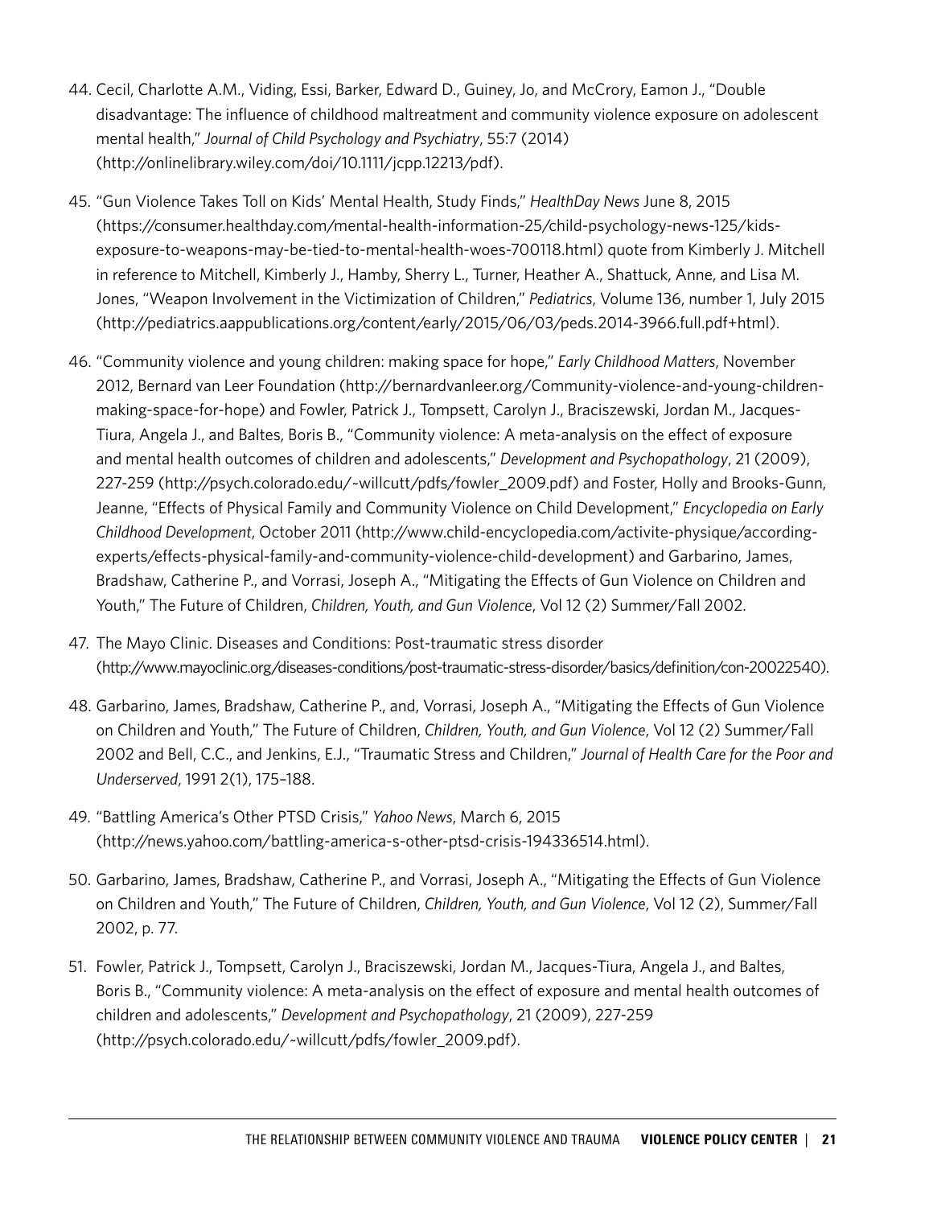44. Cecil, Charlotte A.M., Viding, Essi, Barker, Edward D., Guiney, Jo, and McCrory, Eamon J., "Double disadvantage: The influence of childhood maltreatment and community violence exposure on adolescent mental health," *Journal of Child Psychology and Psychiatry*, 55:7 (2014) (http://onlinelibrary.wiley.com/doi/10.1111/jcpp.12213/pdf).

45. "Gun Violence Takes Toll on Kids' Mental Health, Study Finds," *HealthDay News* June 8, 2015 (https://consumer.healthday.com/mental-health-information-25/child-psychology-news-125/kids-exposure-to-weapons-may-be-tied-to-mental-health-woes-700118.html) quote from Kimberly J. Mitchell in reference to Mitchell, Kimberly J., Hamby, Sherry L., Turner, Heather A., Shattuck, Anne, and Lisa M. Jones, "Weapon Involvement in the Victimization of Children," *Pediatrics*, Volume 136, number 1, July 2015 (http://pediatrics.aappublications.org/content/early/2015/06/03/peds.2014-3966.full.pdf+html).

46. "Community violence and young children: making space for hope," *Early Childhood Matters*, November 2012, Bernard van Leer Foundation (http://bernardvanleer.org/Community-violence-and-young-children-making-space-for-hope) and Fowler, Patrick J., Tompsett, Carolyn J., Braciszewski, Jordan M., Jacques-Tiura, Angela J., and Baltes, Boris B., "Community violence: A meta-analysis on the effect of exposure and mental health outcomes of children and adolescents," *Development and Psychopathology*, 21 (2009), 227-259 (http://psych.colorado.edu/~willcutt/pdfs/fowler_2009.pdf) and Foster, Holly and Brooks-Gunn, Jeanne, "Effects of Physical Family and Community Violence on Child Development," *Encyclopedia on Early Childhood Development*, October 2011 (http://www.child-encyclopedia.com/activite-physique/according-experts/effects-physical-family-and-community-violence-child-development) and Garbarino, James, Bradshaw, Catherine P., and Vorrasi, Joseph A., "Mitigating the Effects of Gun Violence on Children and Youth," The Future of Children, *Children, Youth, and Gun Violence*, Vol 12 (2) Summer/Fall 2002.

47. The Mayo Clinic. Diseases and Conditions: Post-traumatic stress disorder (http://www.mayoclinic.org/diseases-conditions/post-traumatic-stress-disorder/basics/definition/con-20022540).

48. Garbarino, James, Bradshaw, Catherine P., and, Vorrasi, Joseph A., "Mitigating the Effects of Gun Violence on Children and Youth," The Future of Children, *Children, Youth, and Gun Violence*, Vol 12 (2) Summer/Fall 2002 and Bell, C.C., and Jenkins, E.J., "Traumatic Stress and Children," *Journal of Health Care for the Poor and Underserved*, 1991 2(1), 175–188.

49. "Battling America's Other PTSD Crisis," *Yahoo News*, March 6, 2015 (http://news.yahoo.com/battling-america-s-other-ptsd-crisis-194336514.html).

50. Garbarino, James, Bradshaw, Catherine P., and Vorrasi, Joseph A., "Mitigating the Effects of Gun Violence on Children and Youth," The Future of Children, *Children, Youth, and Gun Violence*, Vol 12 (2), Summer/Fall 2002, p. 77.

51. Fowler, Patrick J., Tompsett, Carolyn J., Braciszewski, Jordan M., Jacques-Tiura, Angela J., and Baltes, Boris B., "Community violence: A meta-analysis on the effect of exposure and mental health outcomes of children and adolescents," *Development and Psychopathology*, 21 (2009), 227-259 (http://psych.colorado.edu/~willcutt/pdfs/fowler_2009.pdf).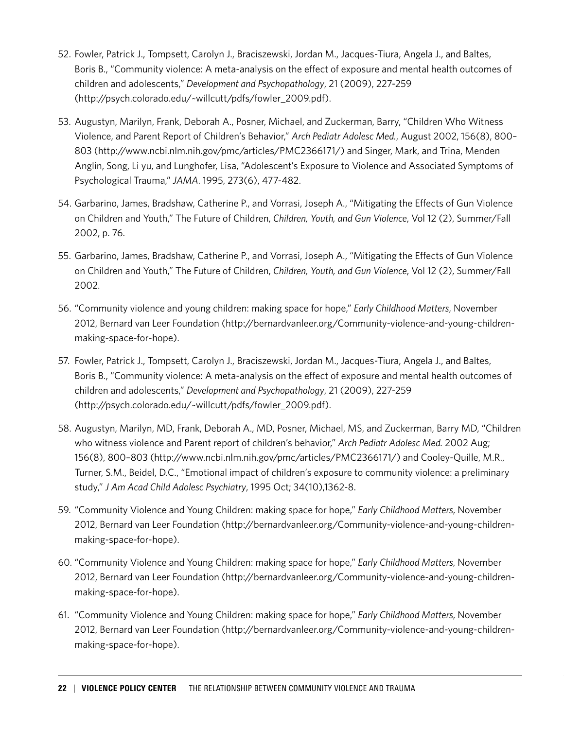52. Fowler, Patrick J., Tompsett, Carolyn J., Braciszewski, Jordan M., Jacques-Tiura, Angela J., and Baltes, Boris B., "Community violence: A meta-analysis on the effect of exposure and mental health outcomes of children and adolescents," *Development and Psychopathology*, 21 (2009), 227-259 (http://psych.colorado.edu/~willcutt/pdfs/fowler_2009.pdf).
53. Augustyn, Marilyn, Frank, Deborah A., Posner, Michael, and Zuckerman, Barry, "Children Who Witness Violence, and Parent Report of Children's Behavior," *Arch Pediatr Adolesc Med.*, August 2002, 156(8), 800–803 (http://www.ncbi.nlm.nih.gov/pmc/articles/PMC2366171/) and Singer, Mark, and Trina, Menden Anglin, Song, Li yu, and Lunghofer, Lisa, "Adolescent's Exposure to Violence and Associated Symptoms of Psychological Trauma," *JAMA*. 1995, 273(6), 477-482.
54. Garbarino, James, Bradshaw, Catherine P., and Vorrasi, Joseph A., "Mitigating the Effects of Gun Violence on Children and Youth," The Future of Children, *Children, Youth, and Gun Violence*, Vol 12 (2), Summer/Fall 2002, p. 76.
55. Garbarino, James, Bradshaw, Catherine P., and Vorrasi, Joseph A., "Mitigating the Effects of Gun Violence on Children and Youth," The Future of Children, *Children, Youth, and Gun Violence*, Vol 12 (2), Summer/Fall 2002.
56. "Community violence and young children: making space for hope," *Early Childhood Matters*, November 2012, Bernard van Leer Foundation (http://bernardvanleer.org/Community-violence-and-young-children-making-space-for-hope).
57. Fowler, Patrick J., Tompsett, Carolyn J., Braciszewski, Jordan M., Jacques-Tiura, Angela J., and Baltes, Boris B., "Community violence: A meta-analysis on the effect of exposure and mental health outcomes of children and adolescents," *Development and Psychopathology*, 21 (2009), 227-259 (http://psych.colorado.edu/~willcutt/pdfs/fowler_2009.pdf).
58. Augustyn, Marilyn, MD, Frank, Deborah A., MD, Posner, Michael, MS, and Zuckerman, Barry MD, "Children who witness violence and Parent report of children's behavior," *Arch Pediatr Adolesc Med.* 2002 Aug; 156(8), 800–803 (http://www.ncbi.nlm.nih.gov/pmc/articles/PMC2366171/) and Cooley-Quille, M.R., Turner, S.M., Beidel, D.C., "Emotional impact of children's exposure to community violence: a preliminary study," *J Am Acad Child Adolesc Psychiatry*, 1995 Oct; 34(10),1362-8.
59. "Community Violence and Young Children: making space for hope," *Early Childhood Matters*, November 2012, Bernard van Leer Foundation (http://bernardvanleer.org/Community-violence-and-young-children-making-space-for-hope).
60. "Community Violence and Young Children: making space for hope," *Early Childhood Matters*, November 2012, Bernard van Leer Foundation (http://bernardvanleer.org/Community-violence-and-young-children-making-space-for-hope).
61. "Community Violence and Young Children: making space for hope," *Early Childhood Matters*, November 2012, Bernard van Leer Foundation (http://bernardvanleer.org/Community-violence-and-young-children-making-space-for-hope).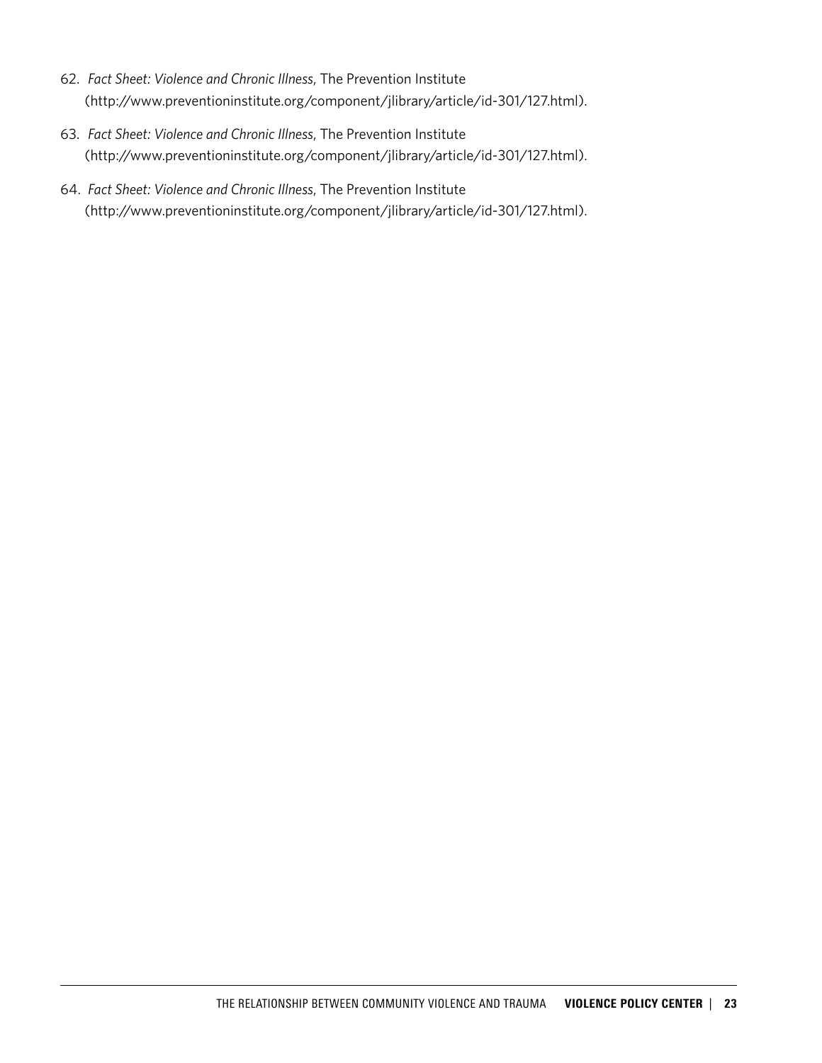62. *Fact Sheet: Violence and Chronic Illness*, The Prevention Institute (http://www.preventioninstitute.org/component/jlibrary/article/id-301/127.html).

63. *Fact Sheet: Violence and Chronic Illness*, The Prevention Institute (http://www.preventioninstitute.org/component/jlibrary/article/id-301/127.html).

64. *Fact Sheet: Violence and Chronic Illness*, The Prevention Institute (http://www.preventioninstitute.org/component/jlibrary/article/id-301/127.html).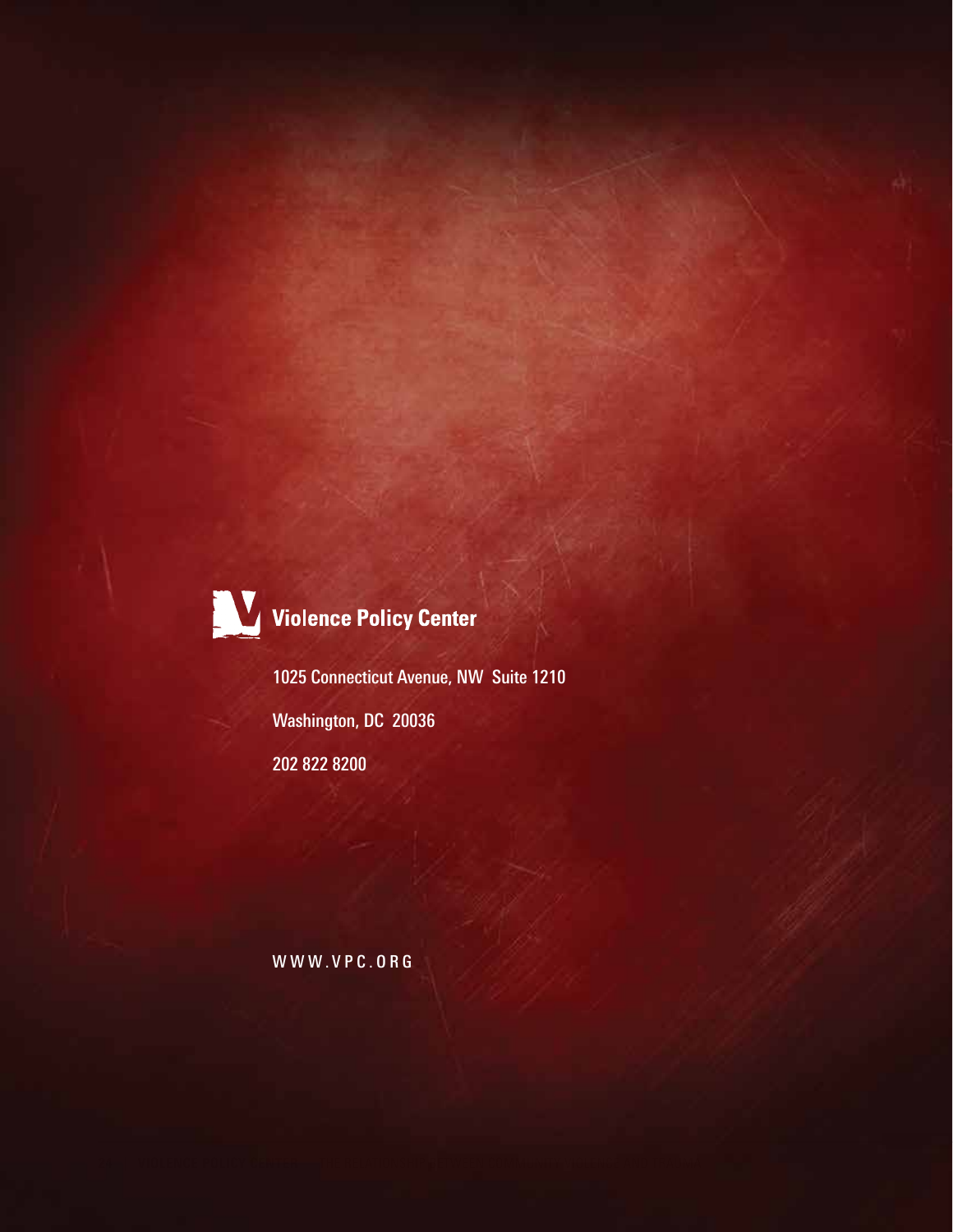**Violence Policy Center**

1025 Connecticut Avenue, NW Suite 1210

Washington, DC 20036

202 822 8200

WWW.VPC.ORG